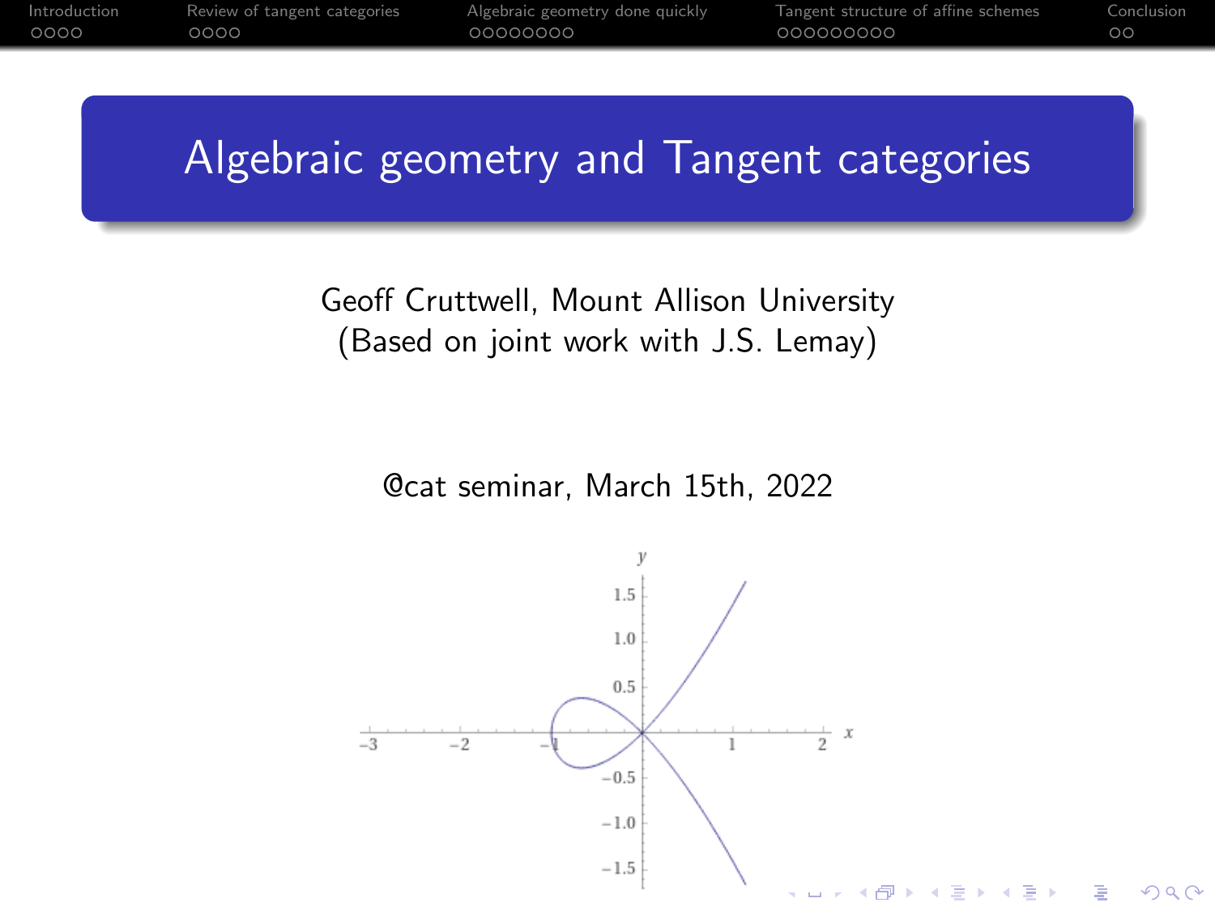# Algebraic geometry and Tangent categories

Geoff Cruttwell, Mount Allison University
(Based on joint work with J.S. Lemay)

@cat seminar, March 15th, 2022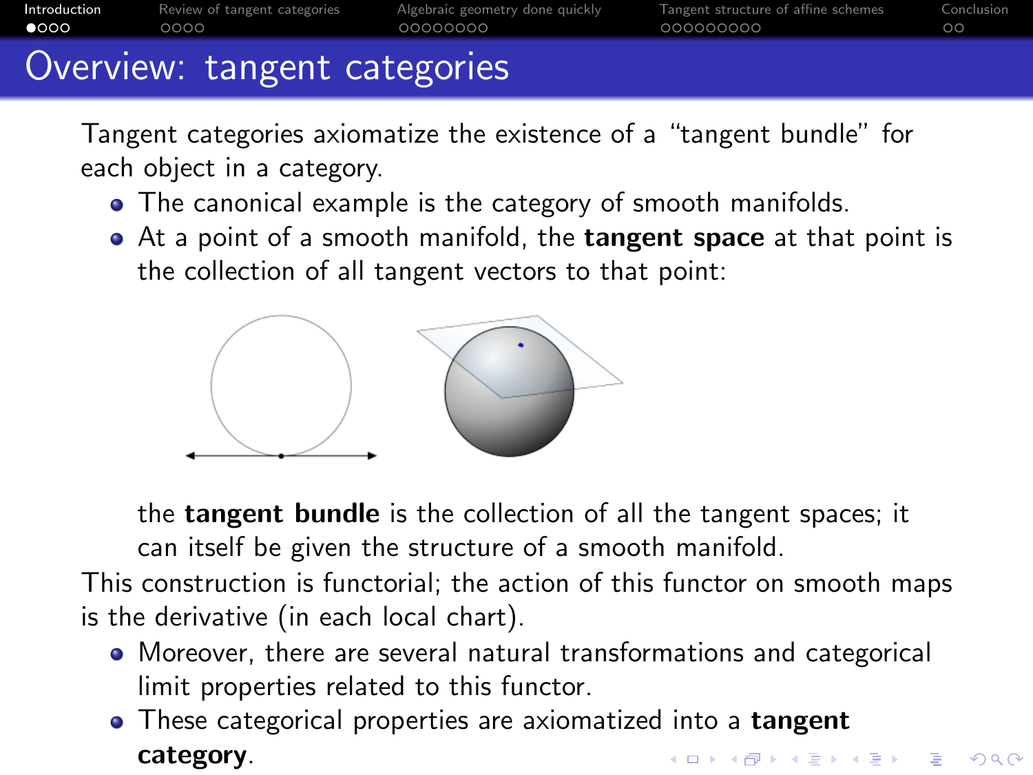## Overview: tangent categories

Tangent categories axiomatize the existence of a “tangent bundle” for each object in a category.

- The canonical example is the category of smooth manifolds.
- At a point of a smooth manifold, the **tangent space** at that point is the collection of all tangent vectors to that point:

  the **tangent bundle** is the collection of all the tangent spaces; it can itself be given the structure of a smooth manifold.

This construction is functorial; the action of this functor on smooth maps is the derivative (in each local chart).

- Moreover, there are several natural transformations and categorical limit properties related to this functor.
- These categorical properties are axiomatized into a **tangent category**.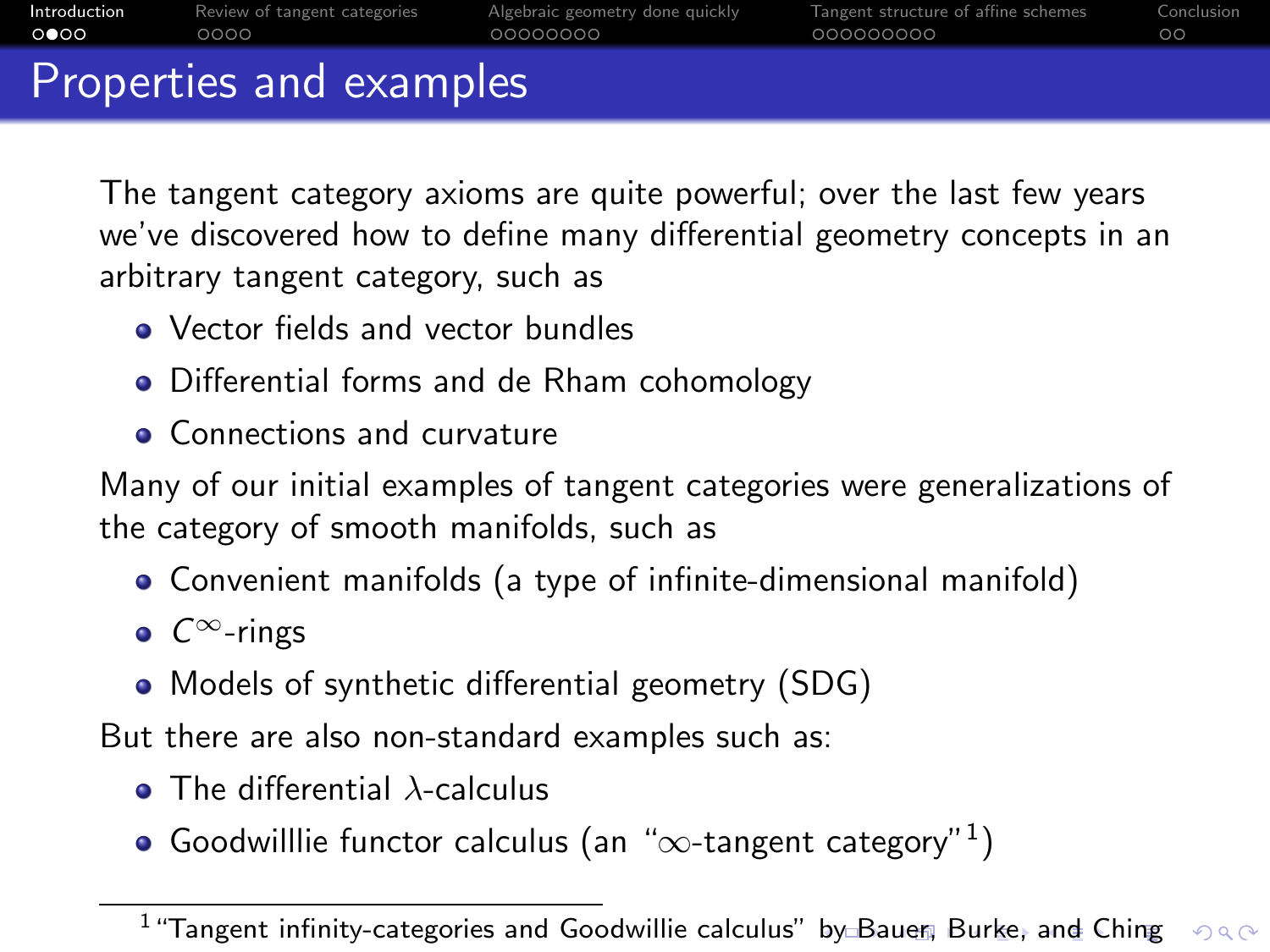# Properties and examples

The tangent category axioms are quite powerful; over the last few years we've discovered how to define many differential geometry concepts in an arbitrary tangent category, such as

- Vector fields and vector bundles
- Differential forms and de Rham cohomology
- Connections and curvature

Many of our initial examples of tangent categories were generalizations of the category of smooth manifolds, such as

- Convenient manifolds (a type of infinite-dimensional manifold)
- $C^\infty$-rings
- Models of synthetic differential geometry (SDG)

But there are also non-standard examples such as:

- The differential $\lambda$-calculus
- Goodwilllie functor calculus (an "$\infty$-tangent category"[1])

[1] "Tangent infinity-categories and Goodwillie calculus" by Bauer, Burke, and Ching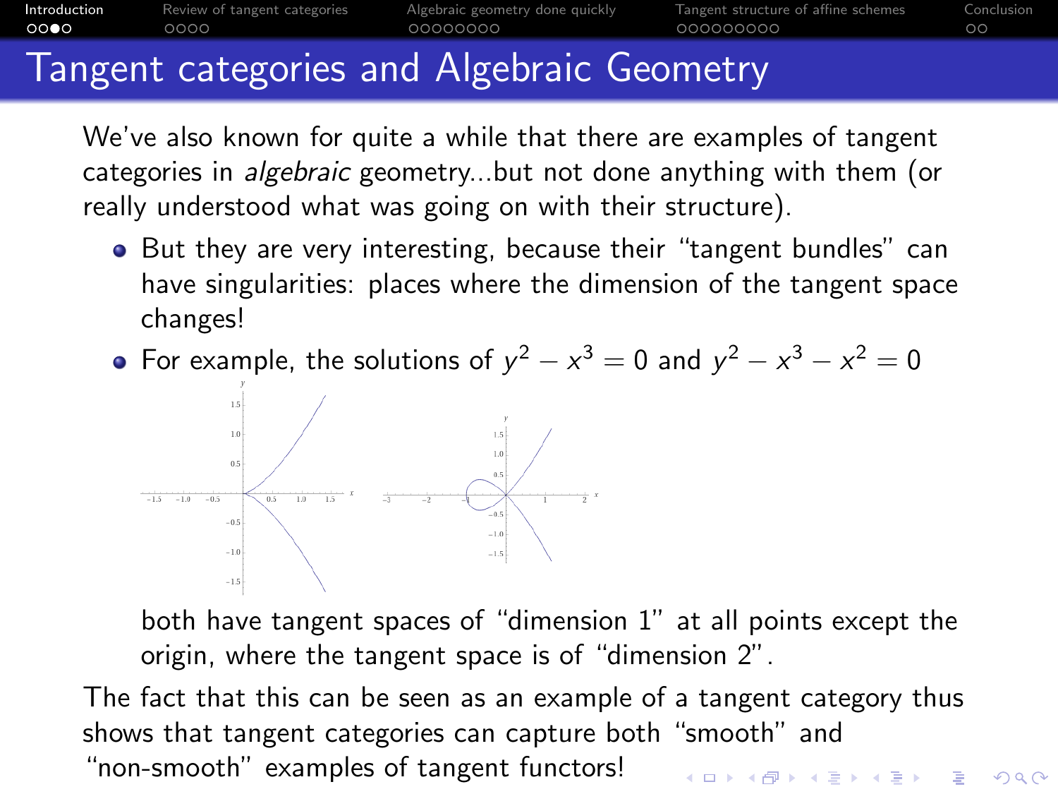# Tangent categories and Algebraic Geometry

We've also known for quite a while that there are examples of tangent categories in *algebraic* geometry...but not done anything with them (or really understood what was going on with their structure).

- But they are very interesting, because their "tangent bundles" can have singularities: places where the dimension of the tangent space changes!
- For example, the solutions of $y^2 - x^3 = 0$ and $y^2 - x^3 - x^2 = 0$

  both have tangent spaces of "dimension 1" at all points except the origin, where the tangent space is of "dimension 2".

The fact that this can be seen as an example of a tangent category thus shows that tangent categories can capture both "smooth" and "non-smooth" examples of tangent functors!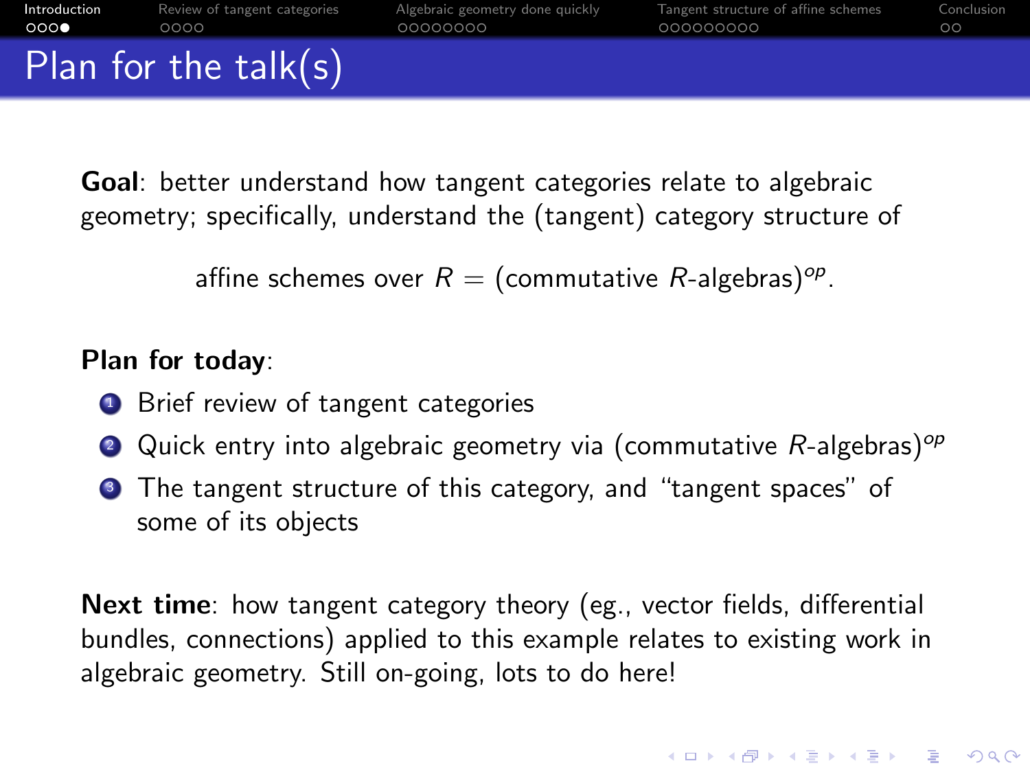# Plan for the talk(s)

**Goal**: better understand how tangent categories relate to algebraic geometry; specifically, understand the (tangent) category structure of

$$\text{affine schemes over } R = (\text{commutative } R\text{-algebras})^{op}.$$

**Plan for today**:

1. Brief review of tangent categories
2. Quick entry into algebraic geometry via (commutative $R$-algebras)$^{op}$
3. The tangent structure of this category, and "tangent spaces" of some of its objects

**Next time**: how tangent category theory (eg., vector fields, differential bundles, connections) applied to this example relates to existing work in algebraic geometry. Still on-going, lots to do here!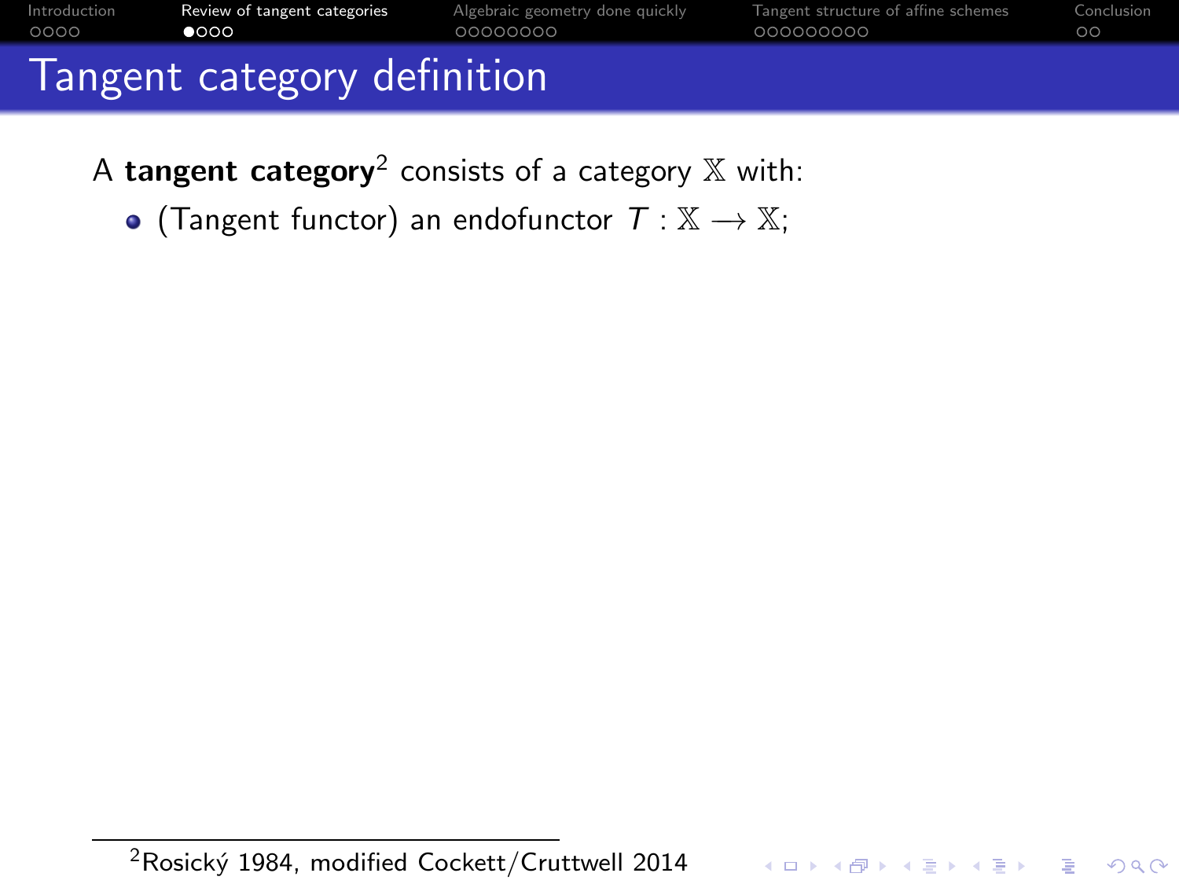# Tangent category definition

A **tangent category**[2] consists of a category $\mathbb{X}$ with:

- (Tangent functor) an endofunctor $T : \mathbb{X} \longrightarrow \mathbb{X}$;

[2] Rosický 1984, modified Cockett/Cruttwell 2014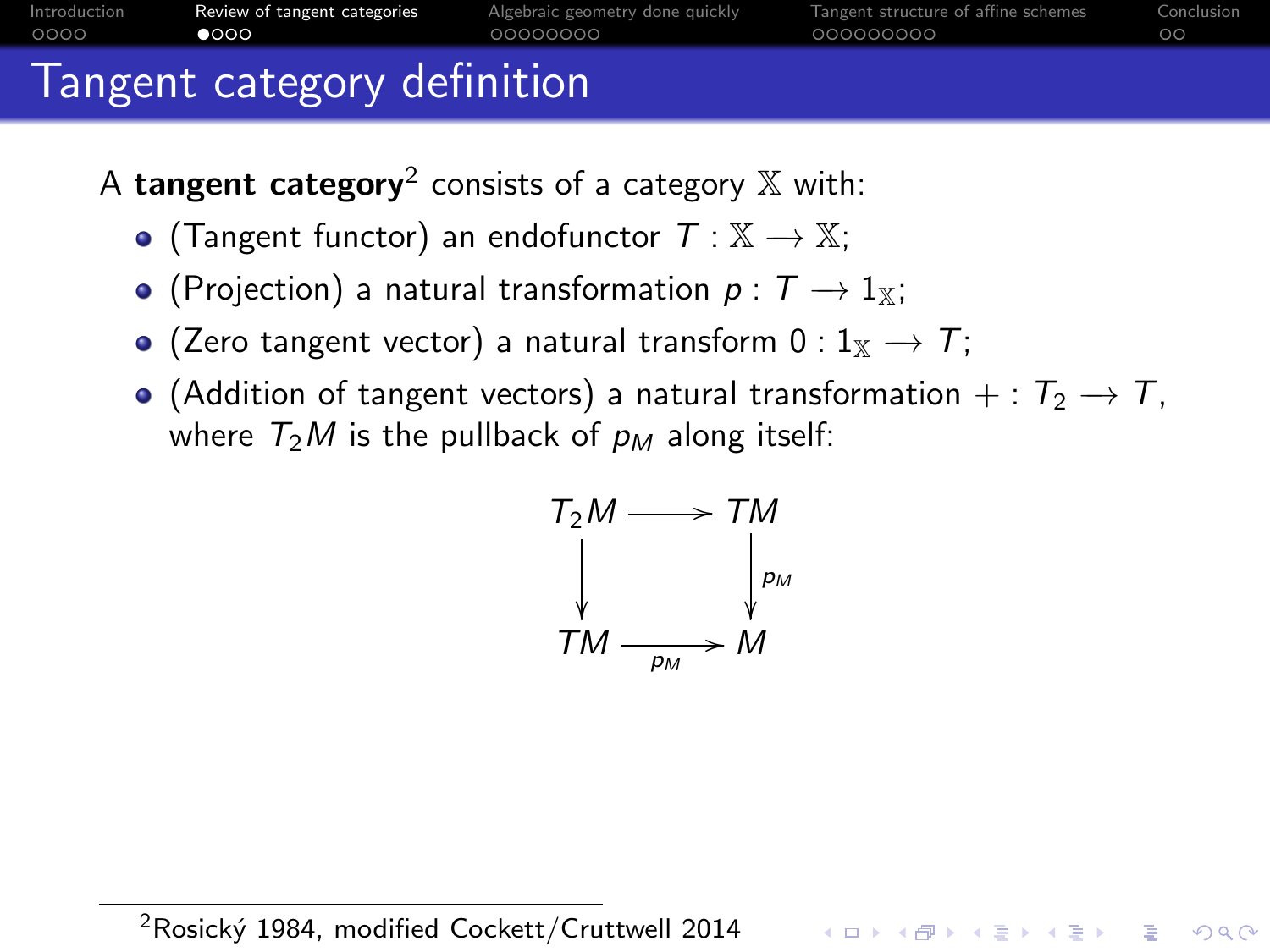# Tangent category definition

A **tangent category**[2] consists of a category $\mathbb{X}$ with:

- (Tangent functor) an endofunctor $T : \mathbb{X} \longrightarrow \mathbb{X}$;
- (Projection) a natural transformation $p : T \longrightarrow 1_{\mathbb{X}}$;
- (Zero tangent vector) a natural transform $0 : 1_{\mathbb{X}} \longrightarrow T$;
- (Addition of tangent vectors) a natural transformation $+ : T_2 \longrightarrow T$, where $T_2M$ is the pullback of $p_M$ along itself:

$$
\begin{array}{ccc}
T_2M & \longrightarrow & TM \\
\downarrow & & \downarrow p_M \\
TM & \xrightarrow{p_M} & M
\end{array}
$$

[2] Rosický 1984, modified Cockett/Cruttwell 2014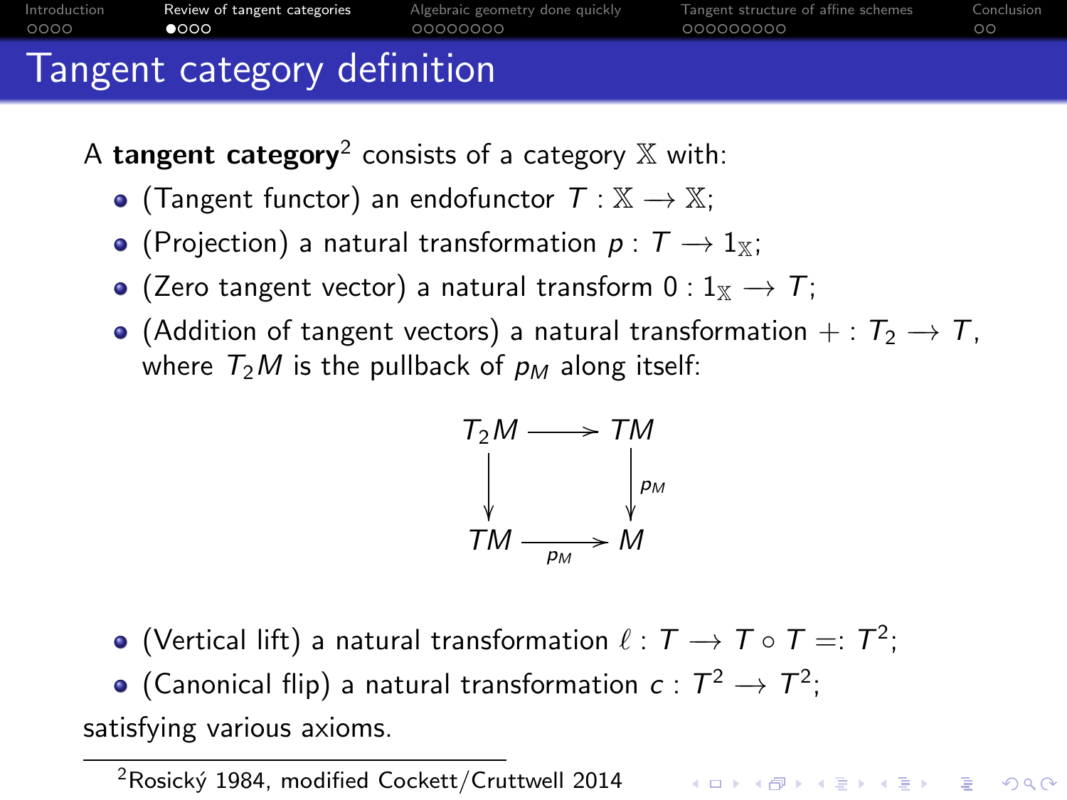# Tangent category definition

A **tangent category**[2] consists of a category $\mathbb{X}$ with:

- (Tangent functor) an endofunctor $T : \mathbb{X} \longrightarrow \mathbb{X}$;
- (Projection) a natural transformation $p : T \longrightarrow 1_{\mathbb{X}}$;
- (Zero tangent vector) a natural transform $0 : 1_{\mathbb{X}} \longrightarrow T$;
- (Addition of tangent vectors) a natural transformation $+ : T_2 \longrightarrow T$, where $T_2M$ is the pullback of $p_M$ along itself:

$$\begin{array}{ccc} T_2M & \longrightarrow & TM \\ \downarrow & & \downarrow{\scriptstyle p_M} \\ TM & \xrightarrow[p_M]{} & M \end{array}$$

- (Vertical lift) a natural transformation $\ell : T \longrightarrow T \circ T =: T^2$;
- (Canonical flip) a natural transformation $c : T^2 \longrightarrow T^2$;

satisfying various axioms.

[2] Rosický 1984, modified Cockett/Cruttwell 2014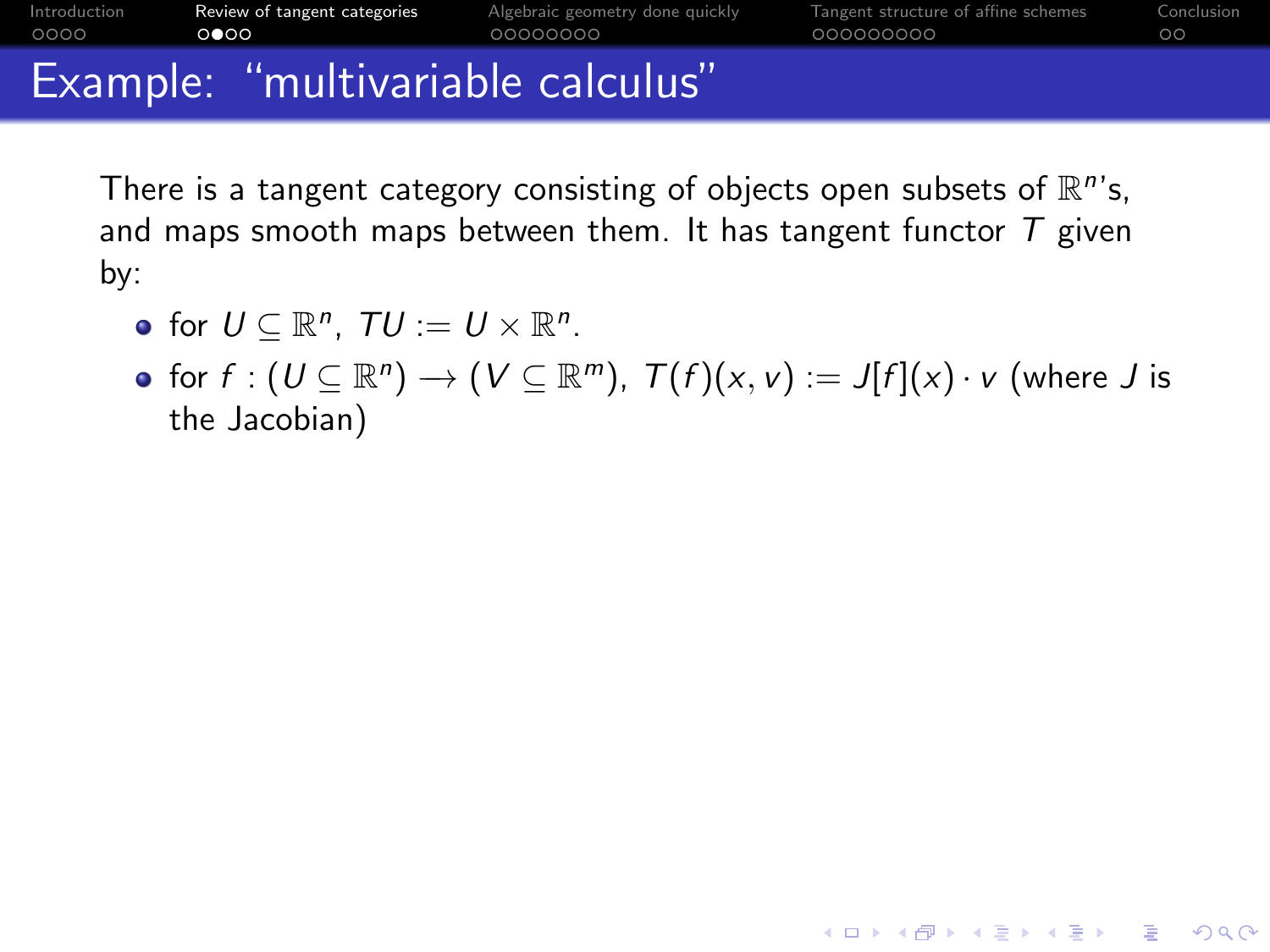# Example: "multivariable calculus"

There is a tangent category consisting of objects open subsets of $\mathbb{R}^n$'s, and maps smooth maps between them. It has tangent functor $T$ given by:

- for $U \subseteq \mathbb{R}^n$, $TU := U \times \mathbb{R}^n$.
- for $f : (U \subseteq \mathbb{R}^n) \longrightarrow (V \subseteq \mathbb{R}^m)$, $T(f)(x, v) := J[f](x) \cdot v$ (where $J$ is the Jacobian)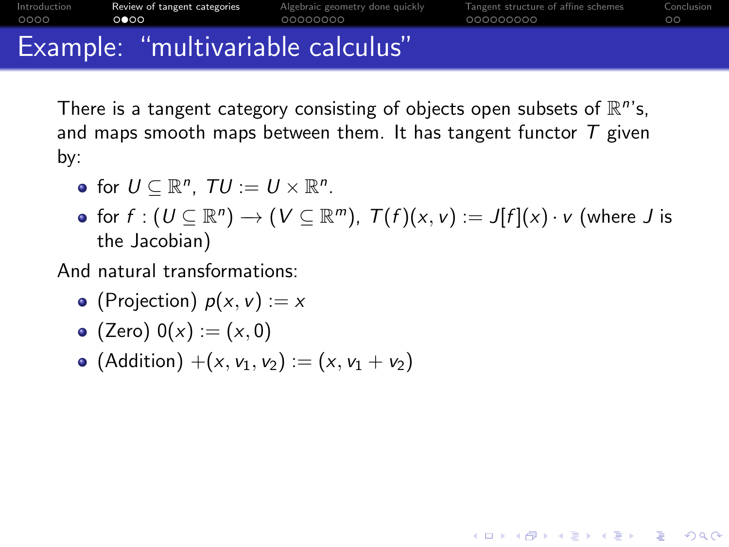# Example: "multivariable calculus"

There is a tangent category consisting of objects open subsets of $\mathbb{R}^n$'s, and maps smooth maps between them. It has tangent functor $T$ given by:

- for $U \subseteq \mathbb{R}^n$, $TU := U \times \mathbb{R}^n$.
- for $f : (U \subseteq \mathbb{R}^n) \to (V \subseteq \mathbb{R}^m)$, $T(f)(x, v) := J[f](x) \cdot v$ (where $J$ is the Jacobian)

And natural transformations:

- (Projection) $p(x, v) := x$
- (Zero) $0(x) := (x, 0)$
- (Addition) $+(x, v_1, v_2) := (x, v_1 + v_2)$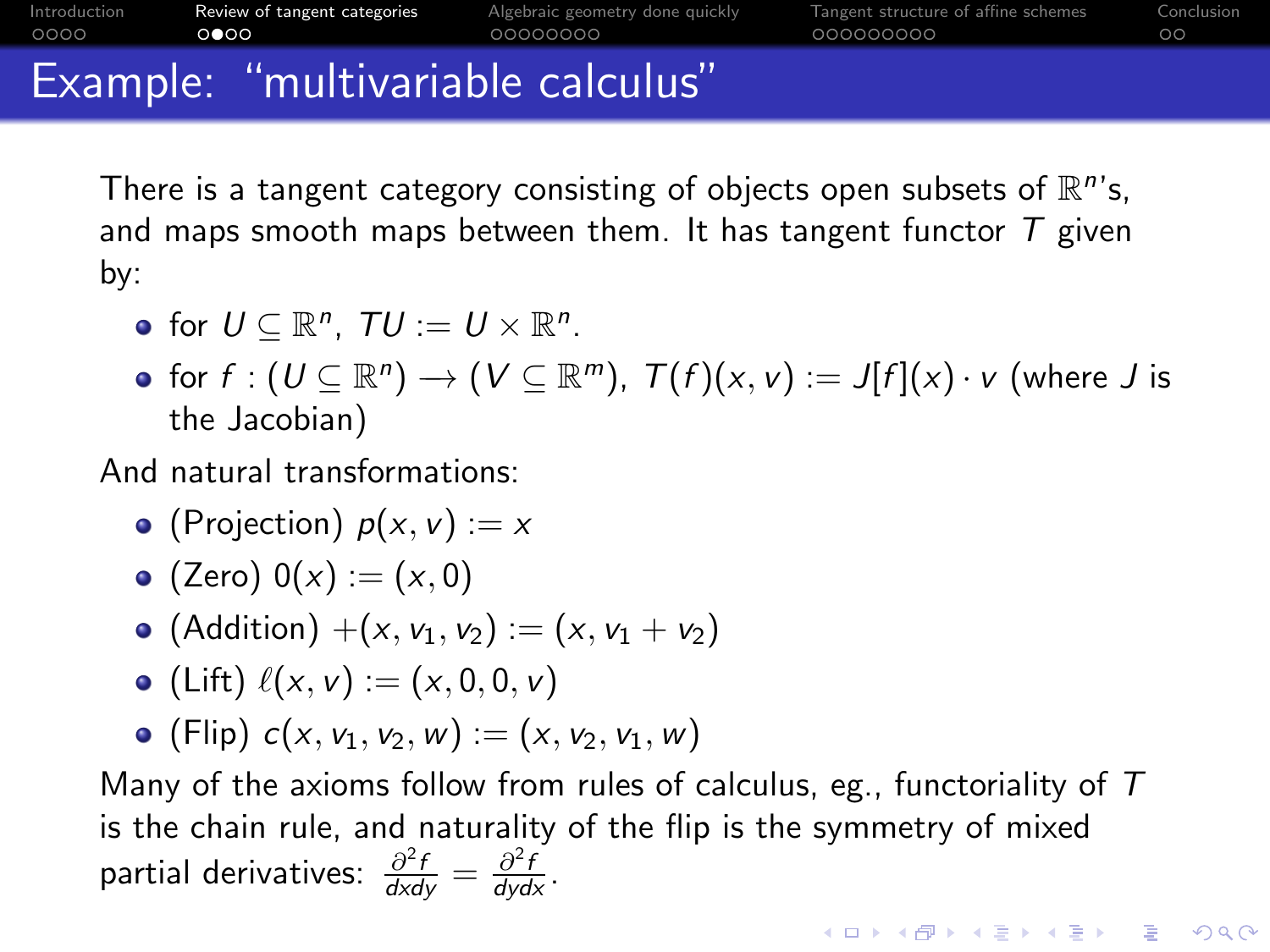# Example: "multivariable calculus"

There is a tangent category consisting of objects open subsets of $\mathbb{R}^n$'s, and maps smooth maps between them. It has tangent functor $T$ given by:

- for $U \subseteq \mathbb{R}^n$, $TU := U \times \mathbb{R}^n$.
- for $f : (U \subseteq \mathbb{R}^n) \to (V \subseteq \mathbb{R}^m)$, $T(f)(x, v) := J[f](x) \cdot v$ (where $J$ is the Jacobian)

And natural transformations:

- (Projection) $p(x, v) := x$
- (Zero) $0(x) := (x, 0)$
- (Addition) $+(x, v_1, v_2) := (x, v_1 + v_2)$
- (Lift) $\ell(x, v) := (x, 0, 0, v)$
- (Flip) $c(x, v_1, v_2, w) := (x, v_2, v_1, w)$

Many of the axioms follow from rules of calculus, eg., functoriality of $T$ is the chain rule, and naturality of the flip is the symmetry of mixed partial derivatives: $\frac{\partial^2 f}{dxdy} = \frac{\partial^2 f}{dydx}$.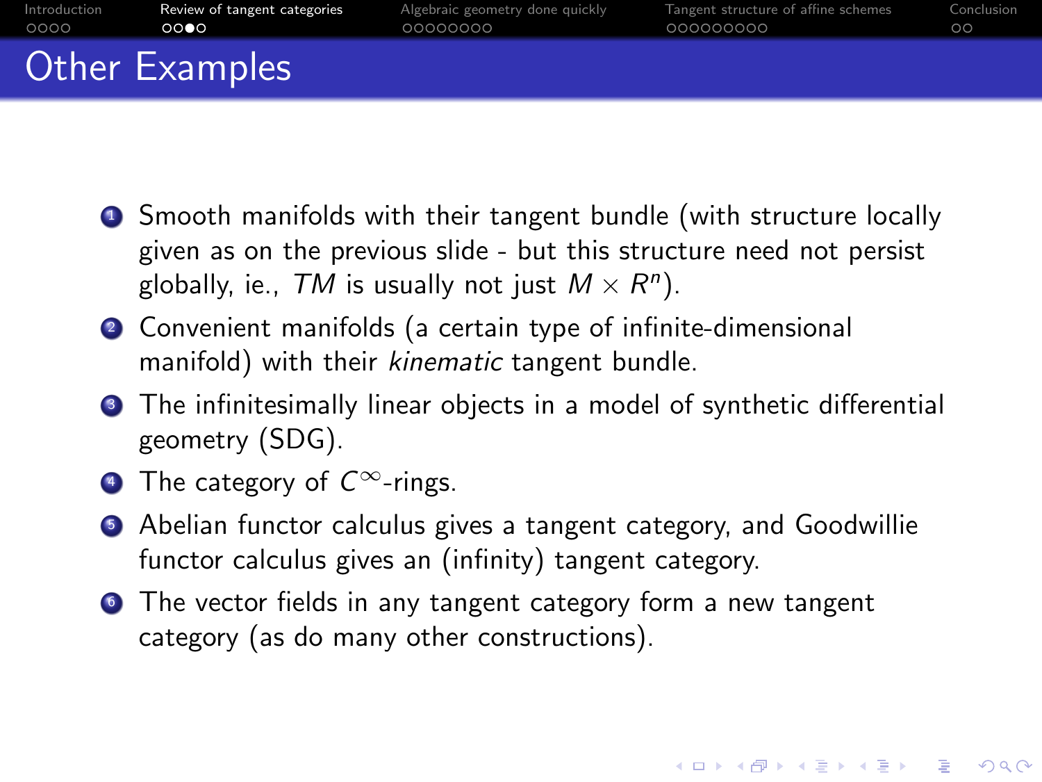# Other Examples

1. Smooth manifolds with their tangent bundle (with structure locally given as on the previous slide - but this structure need not persist globally, ie., $TM$ is usually not just $M \times R^n$).
2. Convenient manifolds (a certain type of infinite-dimensional manifold) with their *kinematic* tangent bundle.
3. The infinitesimally linear objects in a model of synthetic differential geometry (SDG).
4. The category of $C^\infty$-rings.
5. Abelian functor calculus gives a tangent category, and Goodwillie functor calculus gives an (infinity) tangent category.
6. The vector fields in any tangent category form a new tangent category (as do many other constructions).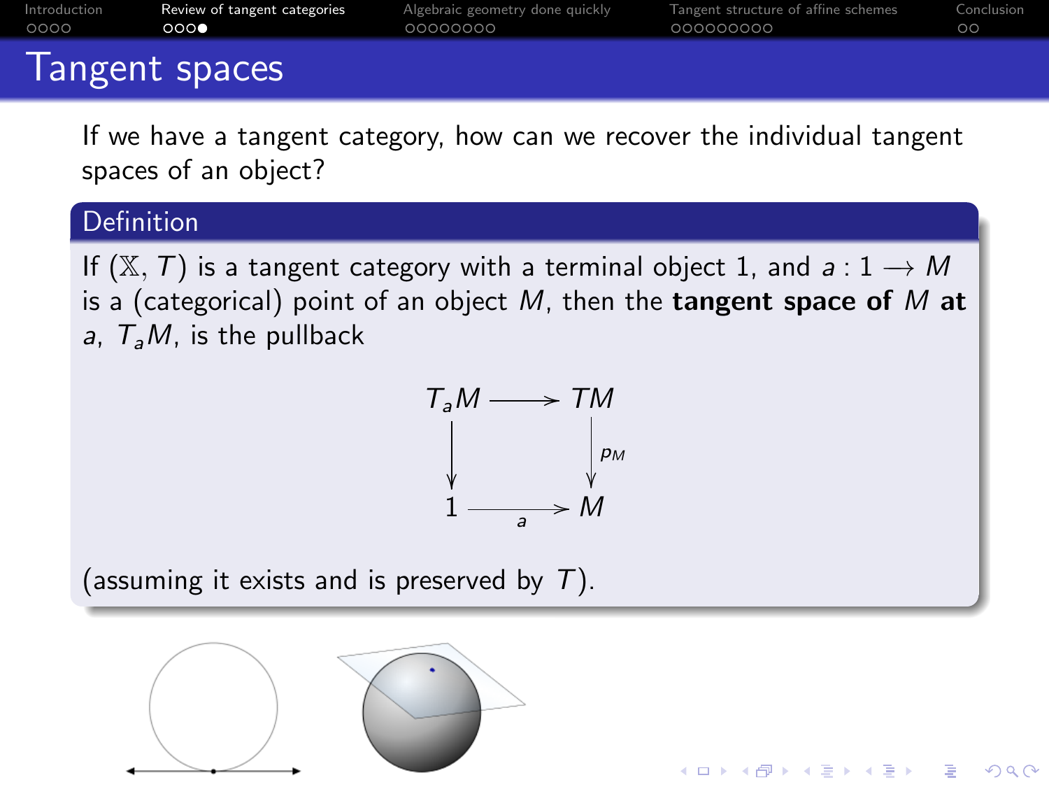# Tangent spaces

If we have a tangent category, how can we recover the individual tangent spaces of an object?

**Definition**

If $(\mathbb{X}, T)$ is a tangent category with a terminal object 1, and $a : 1 \longrightarrow M$ is a (categorical) point of an object $M$, then the **tangent space of** $M$ **at** $a$, $T_a M$, is the pullback

$$
\begin{array}{ccc}
T_a M & \longrightarrow & TM \\
\downarrow & & \downarrow p_M \\
1 & \xrightarrow{a} & M
\end{array}
$$

(assuming it exists and is preserved by $T$).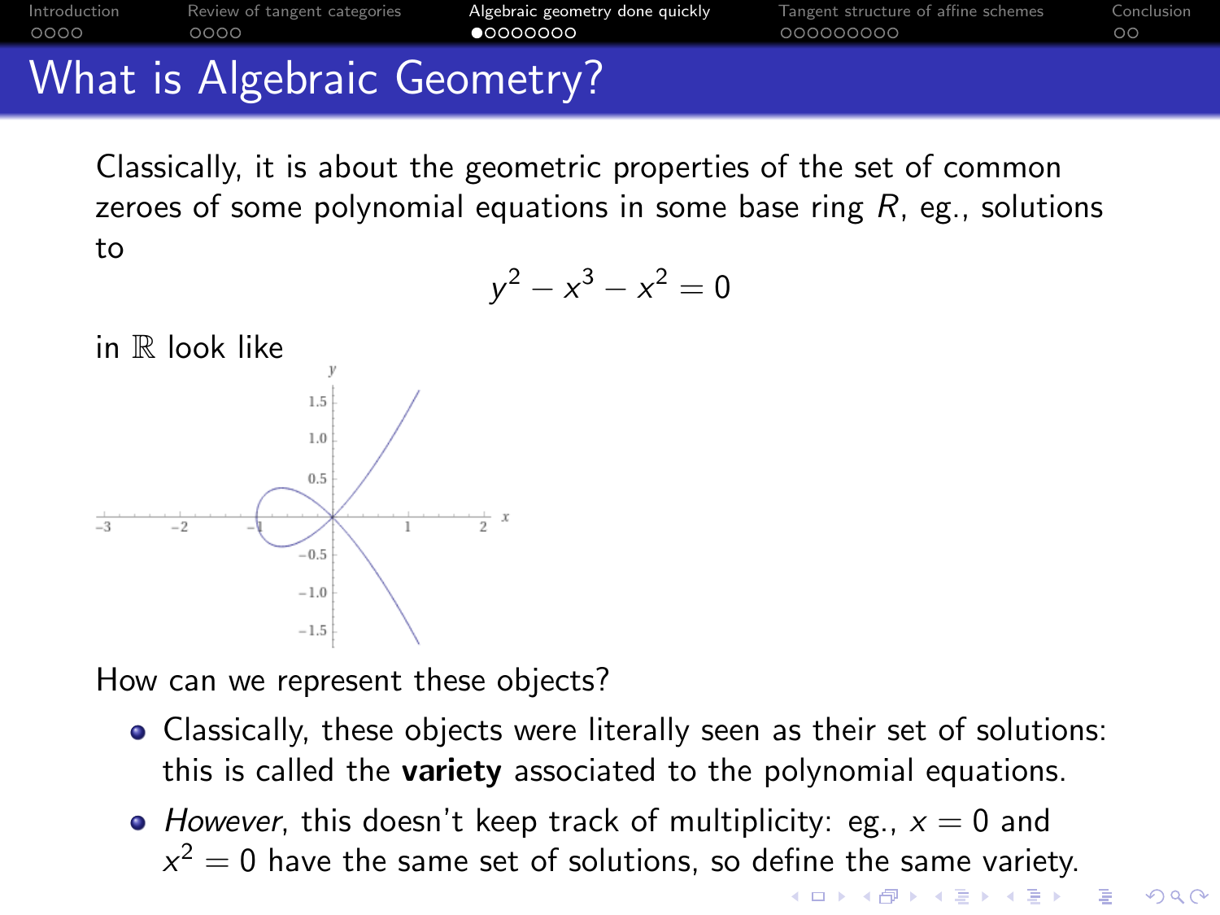# What is Algebraic Geometry?

Classically, it is about the geometric properties of the set of common zeroes of some polynomial equations in some base ring $R$, eg., solutions to

$$y^2 - x^3 - x^2 = 0$$

in $\mathbb{R}$ look like

How can we represent these objects?

- Classically, these objects were literally seen as their set of solutions: this is called the **variety** associated to the polynomial equations.
- *However*, this doesn't keep track of multiplicity: eg., $x = 0$ and $x^2 = 0$ have the same set of solutions, so define the same variety.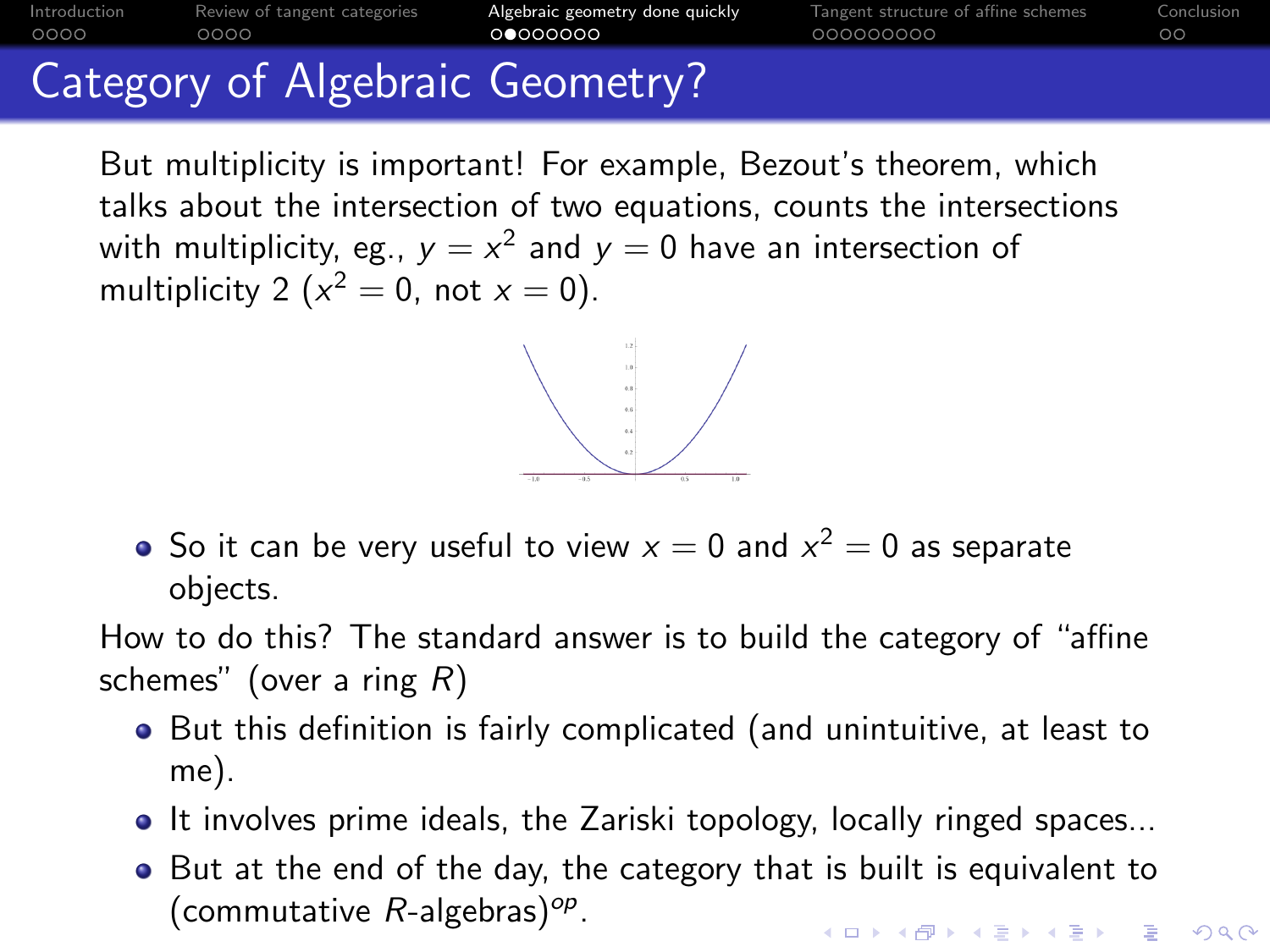# Category of Algebraic Geometry?

But multiplicity is important! For example, Bezout's theorem, which talks about the intersection of two equations, counts the intersections with multiplicity, eg., $y = x^2$ and $y = 0$ have an intersection of multiplicity 2 ($x^2 = 0$, not $x = 0$).

- So it can be very useful to view $x = 0$ and $x^2 = 0$ as separate objects.

How to do this? The standard answer is to build the category of "affine schemes" (over a ring $R$)

- But this definition is fairly complicated (and unintuitive, at least to me).
- It involves prime ideals, the Zariski topology, locally ringed spaces...
- But at the end of the day, the category that is built is equivalent to (commutative $R$-algebras)$^{op}$.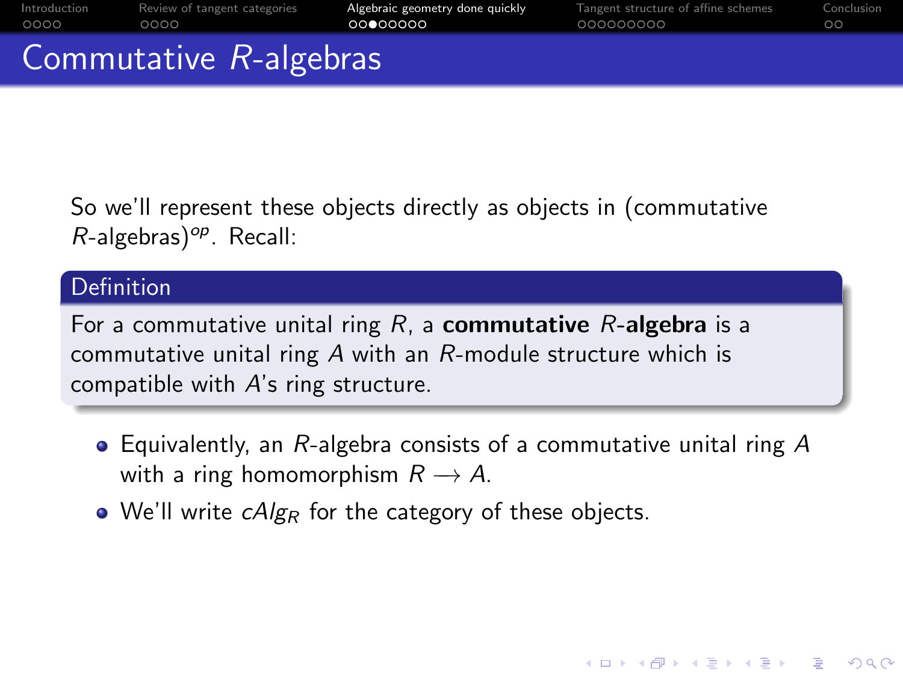# Commutative $R$-algebras

So we'll represent these objects directly as objects in (commutative $R$-algebras)$^{op}$. Recall:

**Definition**

For a commutative unital ring $R$, a **commutative $R$-algebra** is a commutative unital ring $A$ with an $R$-module structure which is compatible with $A$'s ring structure.

- Equivalently, an $R$-algebra consists of a commutative unital ring $A$ with a ring homomorphism $R \longrightarrow A$.
- We'll write $cAlg_R$ for the category of these objects.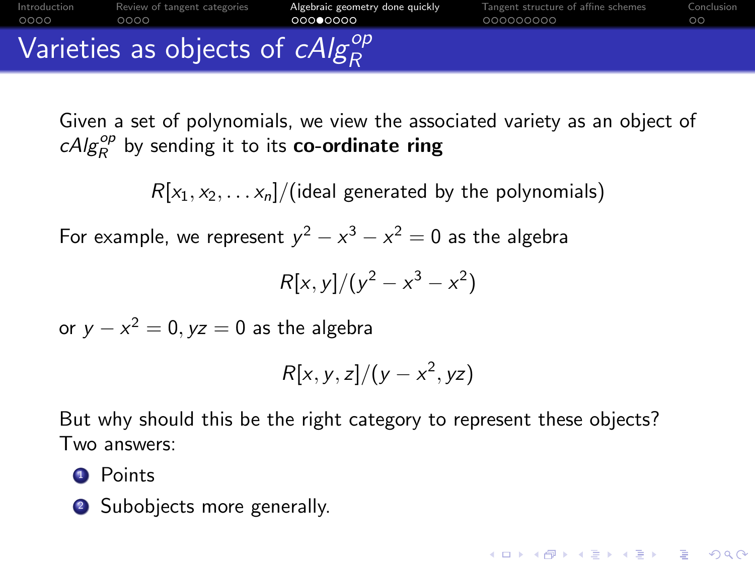# Varieties as objects of $cAlg_R^{op}$

Given a set of polynomials, we view the associated variety as an object of $cAlg_R^{op}$ by sending it to its **co-ordinate ring**

$$R[x_1, x_2, \ldots x_n]/(\text{ideal generated by the polynomials})$$

For example, we represent $y^2 - x^3 - x^2 = 0$ as the algebra

$$R[x, y]/(y^2 - x^3 - x^2)$$

or $y - x^2 = 0, yz = 0$ as the algebra

$$R[x, y, z]/(y - x^2, yz)$$

But why should this be the right category to represent these objects? Two answers:

1. Points
2. Subobjects more generally.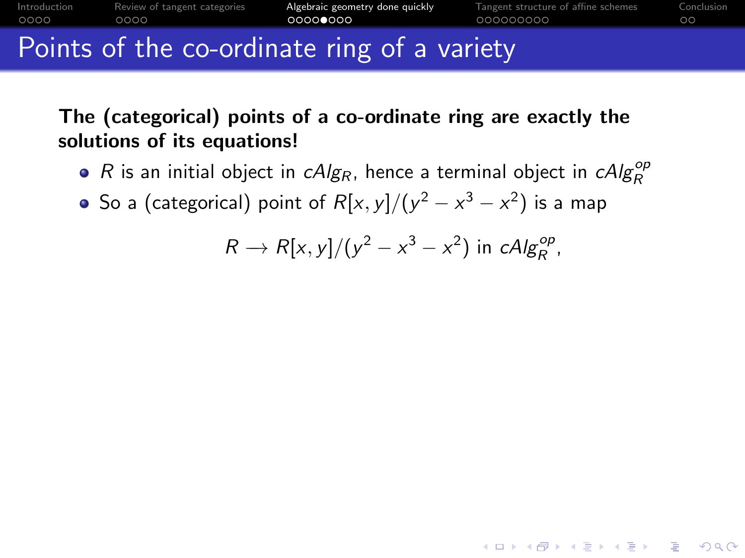# Points of the co-ordinate ring of a variety

**The (categorical) points of a co-ordinate ring are exactly the solutions of its equations!**

- $R$ is an initial object in $cAlg_R$, hence a terminal object in $cAlg_R^{op}$
- So a (categorical) point of $R[x,y]/(y^2 - x^3 - x^2)$ is a map

$$R \longrightarrow R[x,y]/(y^2 - x^3 - x^2) \text{ in } cAlg_R^{op},$$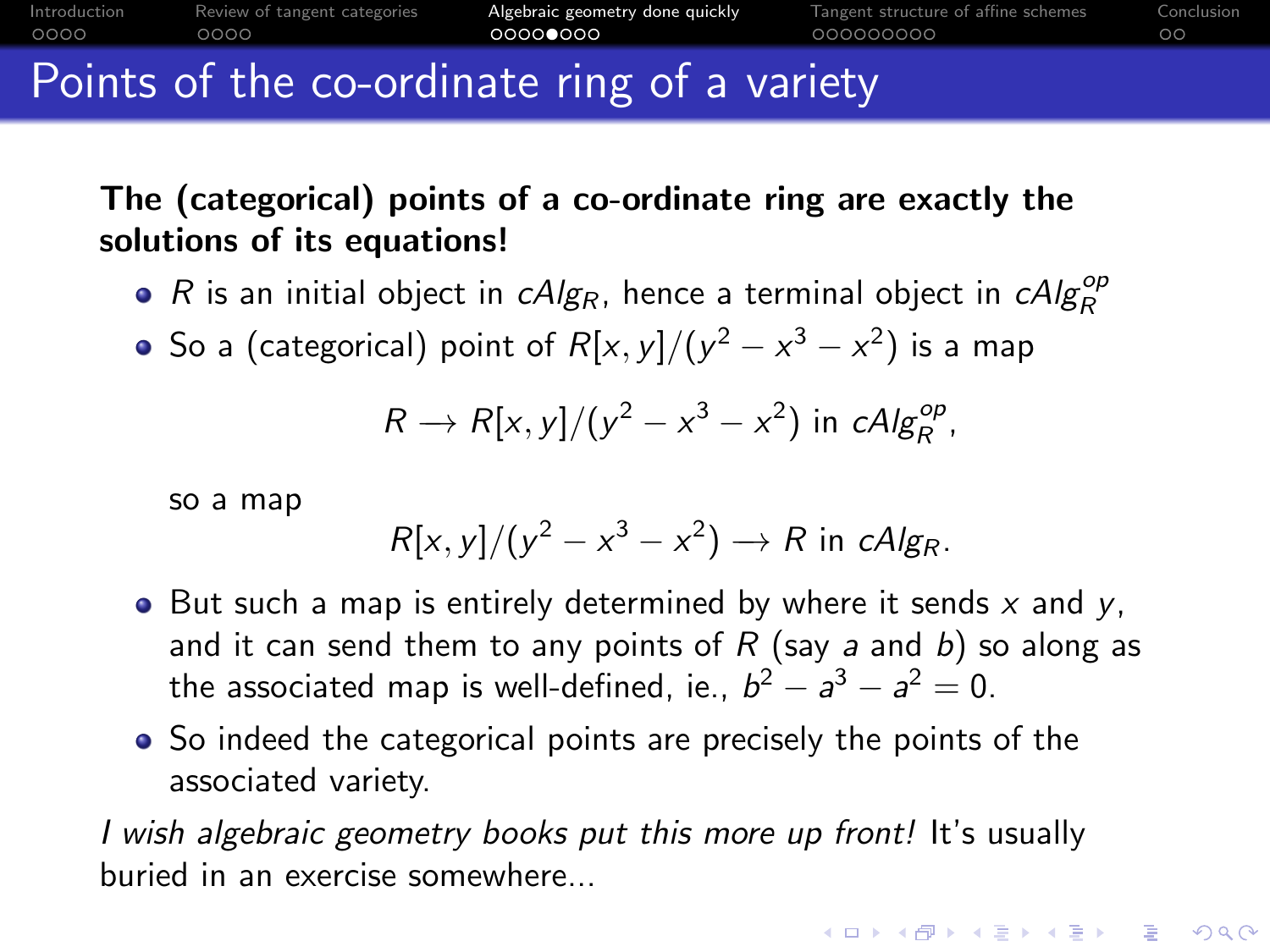# Points of the co-ordinate ring of a variety

**The (categorical) points of a co-ordinate ring are exactly the solutions of its equations!**

- $R$ is an initial object in $cAlg_R$, hence a terminal object in $cAlg_R^{op}$
- So a (categorical) point of $R[x,y]/(y^2 - x^3 - x^2)$ is a map

  $$R \longrightarrow R[x,y]/(y^2 - x^3 - x^2) \text{ in } cAlg_R^{op},$$

  so a map

  $$R[x,y]/(y^2 - x^3 - x^2) \longrightarrow R \text{ in } cAlg_R.$$

- But such a map is entirely determined by where it sends $x$ and $y$, and it can send them to any points of $R$ (say $a$ and $b$) so along as the associated map is well-defined, ie., $b^2 - a^3 - a^2 = 0$.
- So indeed the categorical points are precisely the points of the associated variety.

*I wish algebraic geometry books put this more up front!* It's usually buried in an exercise somewhere...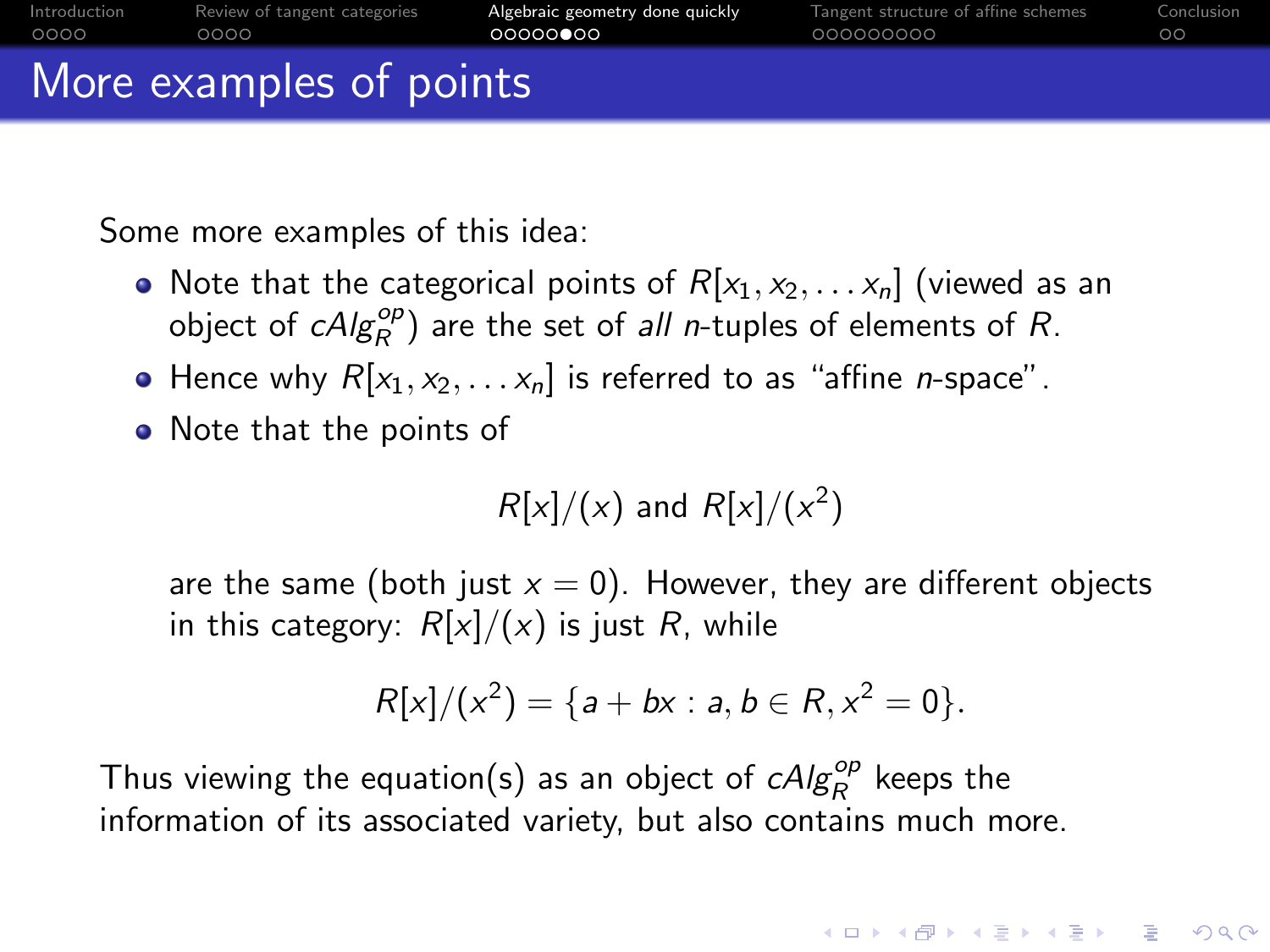# More examples of points

Some more examples of this idea:

- Note that the categorical points of $R[x_1, x_2, \ldots x_n]$ (viewed as an object of $cAlg_R^{op}$) are the set of *all* $n$-tuples of elements of $R$.
- Hence why $R[x_1, x_2, \ldots x_n]$ is referred to as "affine $n$-space".
- Note that the points of

  $$R[x]/(x) \text{ and } R[x]/(x^2)$$

  are the same (both just $x = 0$). However, they are different objects in this category: $R[x]/(x)$ is just $R$, while

  $$R[x]/(x^2) = \{a + bx : a, b \in R, x^2 = 0\}.$$

Thus viewing the equation(s) as an object of $cAlg_R^{op}$ keeps the information of its associated variety, but also contains much more.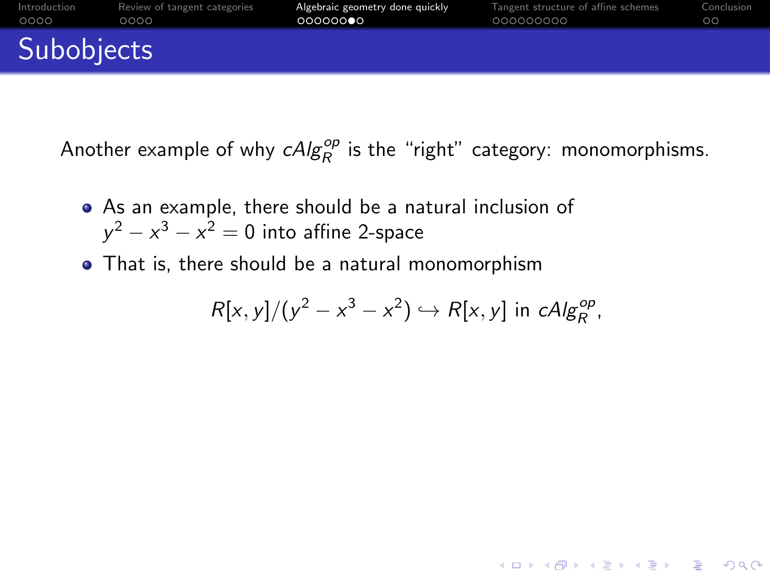# Subobjects

Another example of why $cAlg_R^{op}$ is the "right" category: monomorphisms.

- As an example, there should be a natural inclusion of $y^2 - x^3 - x^2 = 0$ into affine 2-space
- That is, there should be a natural monomorphism

$$R[x,y]/(y^2 - x^3 - x^2) \hookrightarrow R[x,y] \text{ in } cAlg_R^{op},$$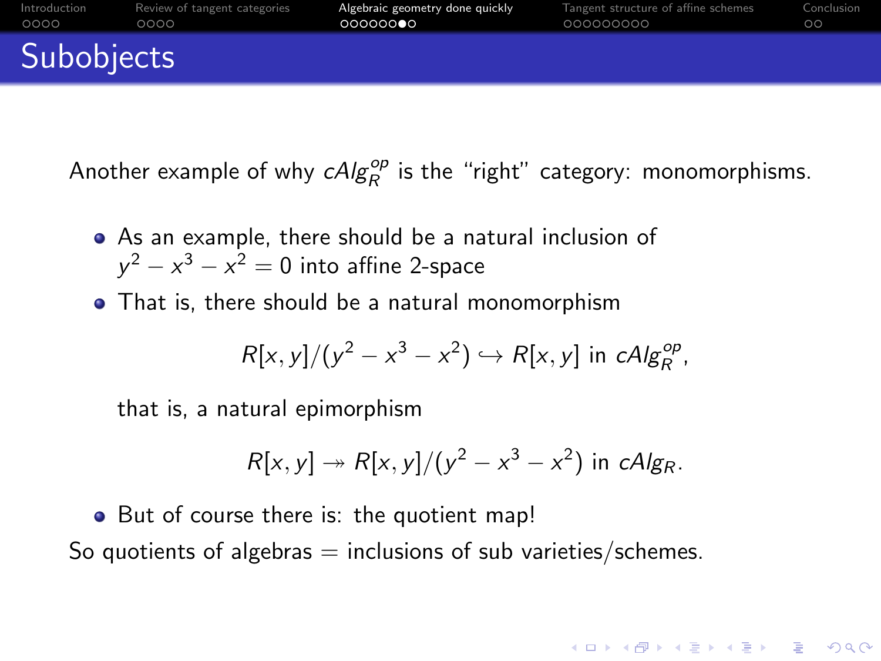# Subobjects

Another example of why $cAlg_R^{op}$ is the "right" category: monomorphisms.

- As an example, there should be a natural inclusion of $y^2 - x^3 - x^2 = 0$ into affine 2-space
- That is, there should be a natural monomorphism

$$R[x, y]/(y^2 - x^3 - x^2) \hookrightarrow R[x, y] \text{ in } cAlg_R^{op},$$

  that is, a natural epimorphism

$$R[x, y] \twoheadrightarrow R[x, y]/(y^2 - x^3 - x^2) \text{ in } cAlg_R.$$

- But of course there is: the quotient map!

So quotients of algebras = inclusions of sub varieties/schemes.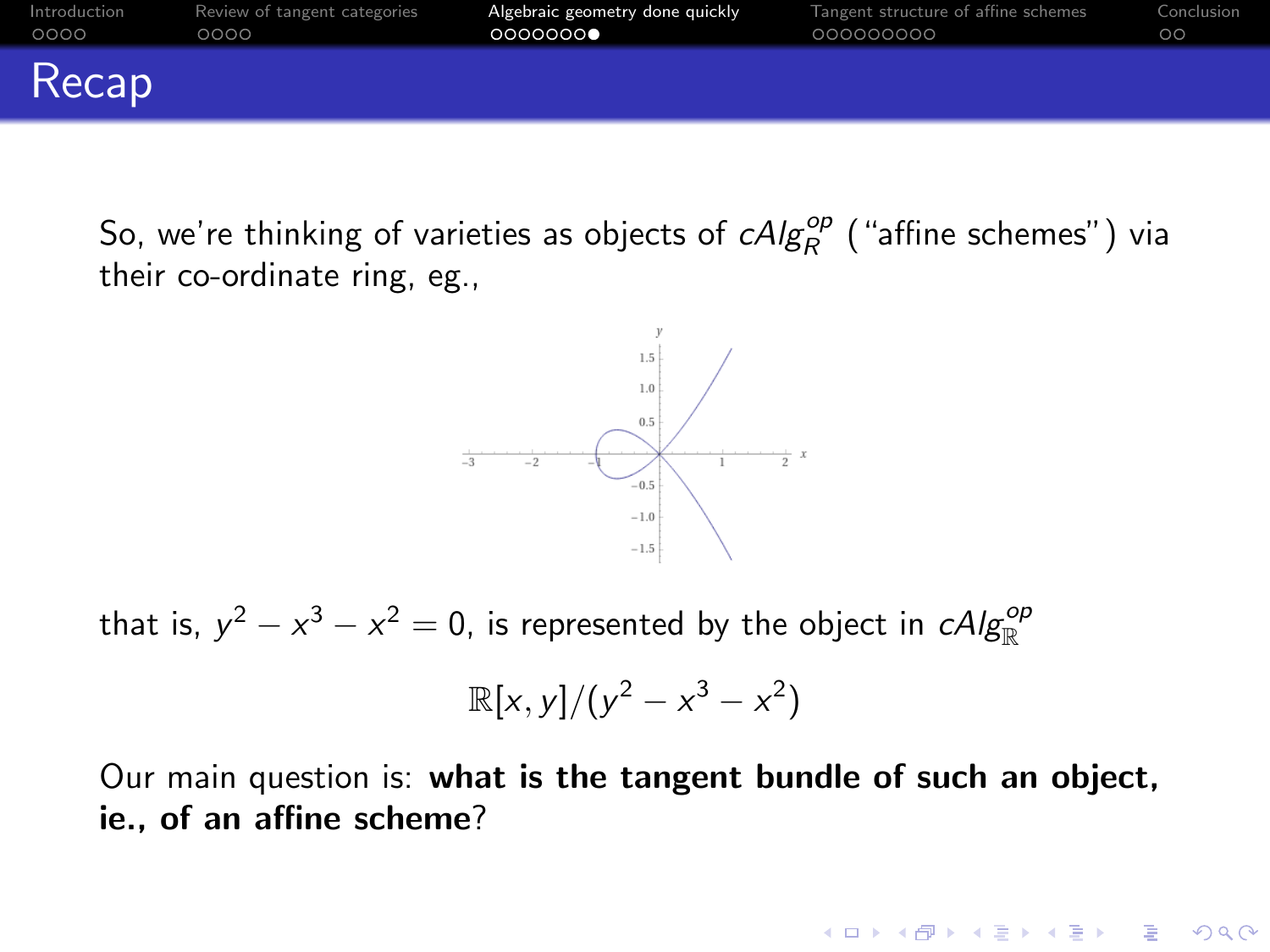# Recap

So, we're thinking of varieties as objects of $cAlg_R^{op}$ ("affine schemes") via their co-ordinate ring, eg.,

that is, $y^2 - x^3 - x^2 = 0$, is represented by the object in $cAlg_{\mathbb{R}}^{op}$

$$\mathbb{R}[x,y]/(y^2 - x^3 - x^2)$$

Our main question is: **what is the tangent bundle of such an object, ie., of an affine scheme**?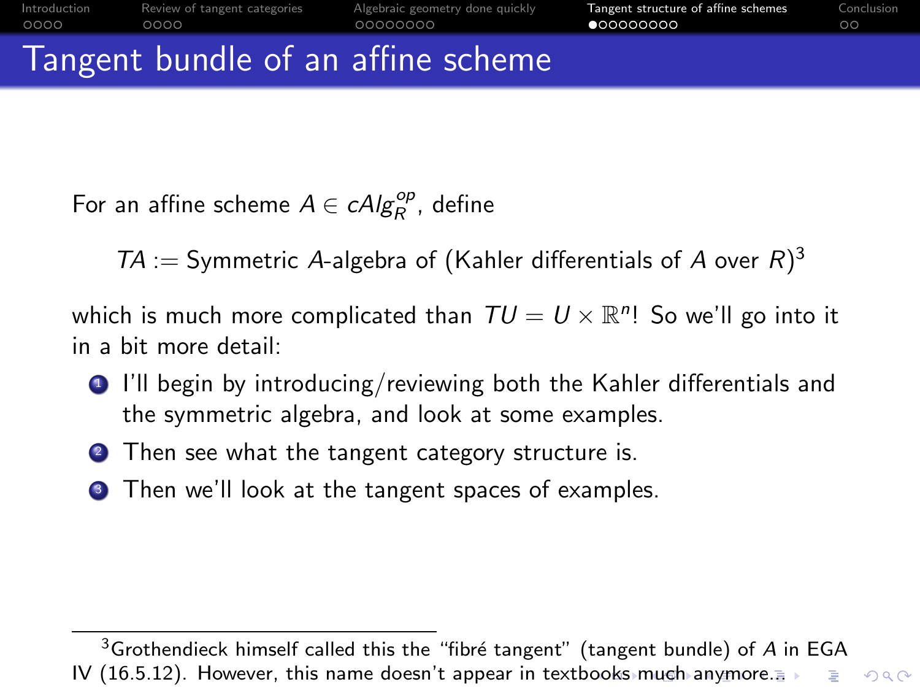# Tangent bundle of an affine scheme

For an affine scheme $A \in cAlg_R^{op}$, define

$$TA := \text{Symmetric } A\text{-algebra of (Kahler differentials of } A \text{ over } R)$$ [3]

which is much more complicated than $TU = U \times \mathbb{R}^n$! So we'll go into it in a bit more detail:

1. I'll begin by introducing/reviewing both the Kahler differentials and the symmetric algebra, and look at some examples.
2. Then see what the tangent category structure is.
3. Then we'll look at the tangent spaces of examples.

---

[3] Grothendieck himself called this the "fibré tangent" (tangent bundle) of $A$ in EGA IV (16.5.12). However, this name doesn't appear in textbooks much anymore.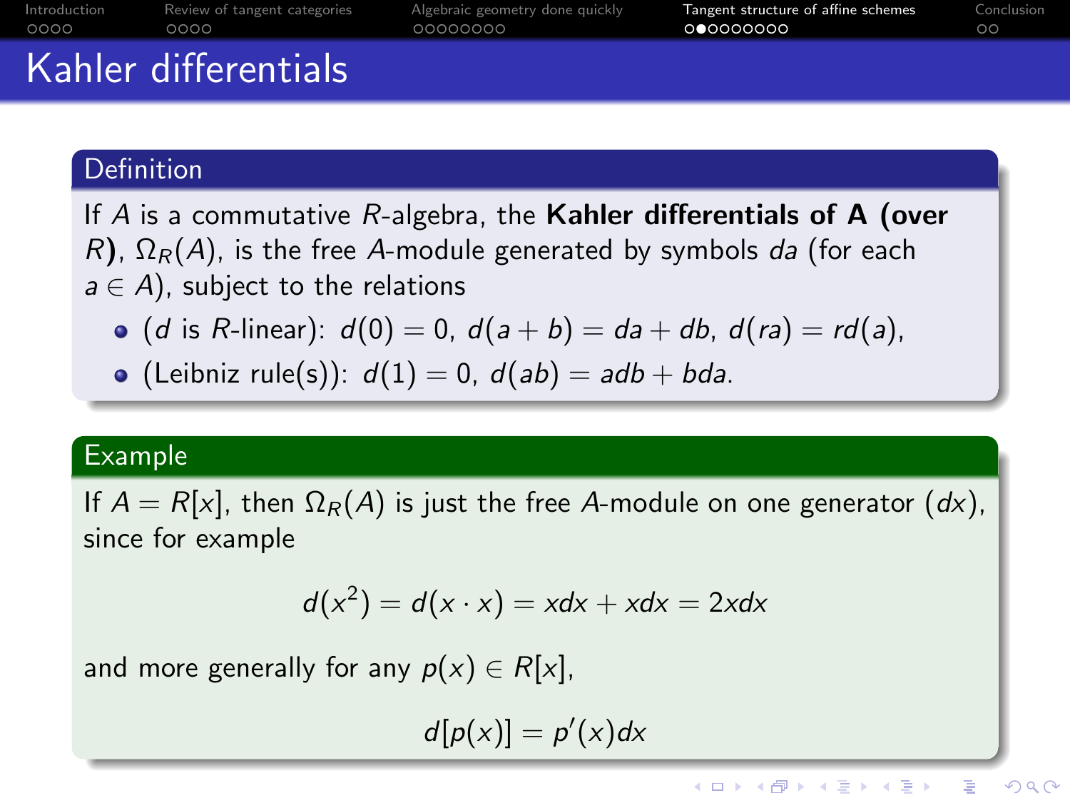# Kahler differentials

## Definition

If $A$ is a commutative $R$-algebra, the **Kahler differentials of A (over $R$)**, $\Omega_R(A)$, is the free $A$-module generated by symbols $da$ (for each $a \in A$), subject to the relations

- ($d$ is $R$-linear): $d(0) = 0$, $d(a+b) = da + db$, $d(ra) = rd(a)$,
- (Leibniz rule(s)): $d(1) = 0$, $d(ab) = adb + bda$.

## Example

If $A = R[x]$, then $\Omega_R(A)$ is just the free $A$-module on one generator ($dx$), since for example

$$d(x^2) = d(x \cdot x) = xdx + xdx = 2xdx$$

and more generally for any $p(x) \in R[x]$,

$$d[p(x)] = p'(x)dx$$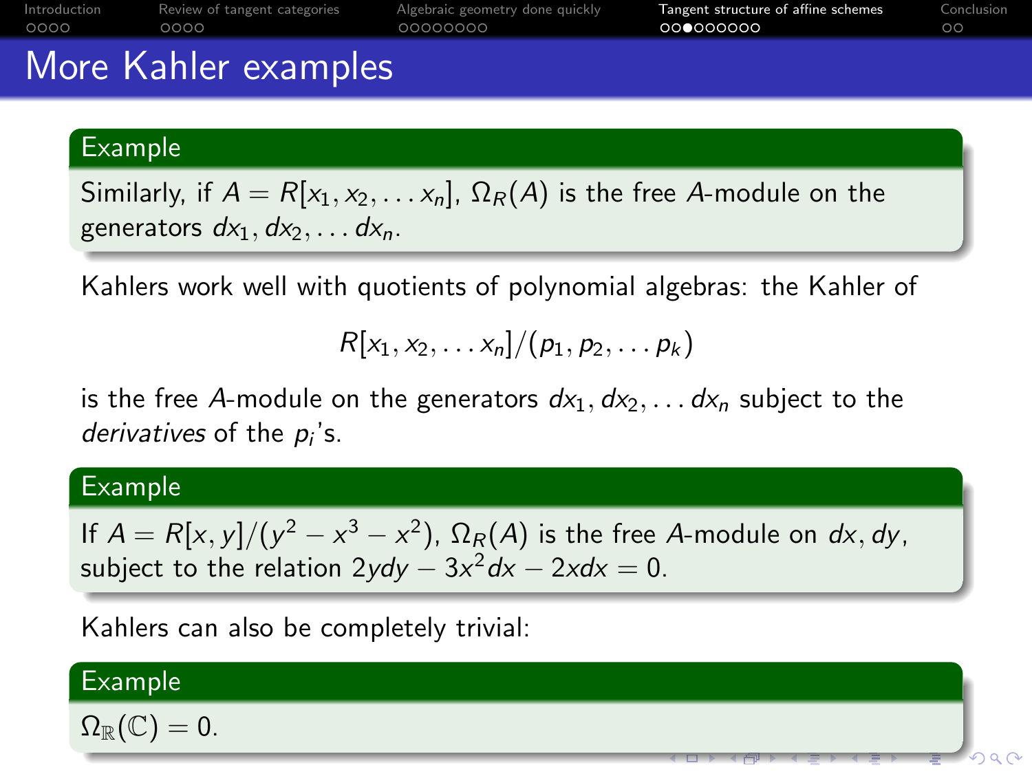# More Kahler examples

**Example**

Similarly, if $A = R[x_1, x_2, \ldots x_n]$, $\Omega_R(A)$ is the free $A$-module on the generators $dx_1, dx_2, \ldots dx_n$.

Kahlers work well with quotients of polynomial algebras: the Kahler of

$$R[x_1, x_2, \ldots x_n]/(p_1, p_2, \ldots p_k)$$

is the free $A$-module on the generators $dx_1, dx_2, \ldots dx_n$ subject to the *derivatives* of the $p_i$'s.

**Example**

If $A = R[x, y]/(y^2 - x^3 - x^2)$, $\Omega_R(A)$ is the free $A$-module on $dx, dy$, subject to the relation $2ydy - 3x^2dx - 2xdx = 0$.

Kahlers can also be completely trivial:

**Example**

$\Omega_{\mathbb{R}}(\mathbb{C}) = 0$.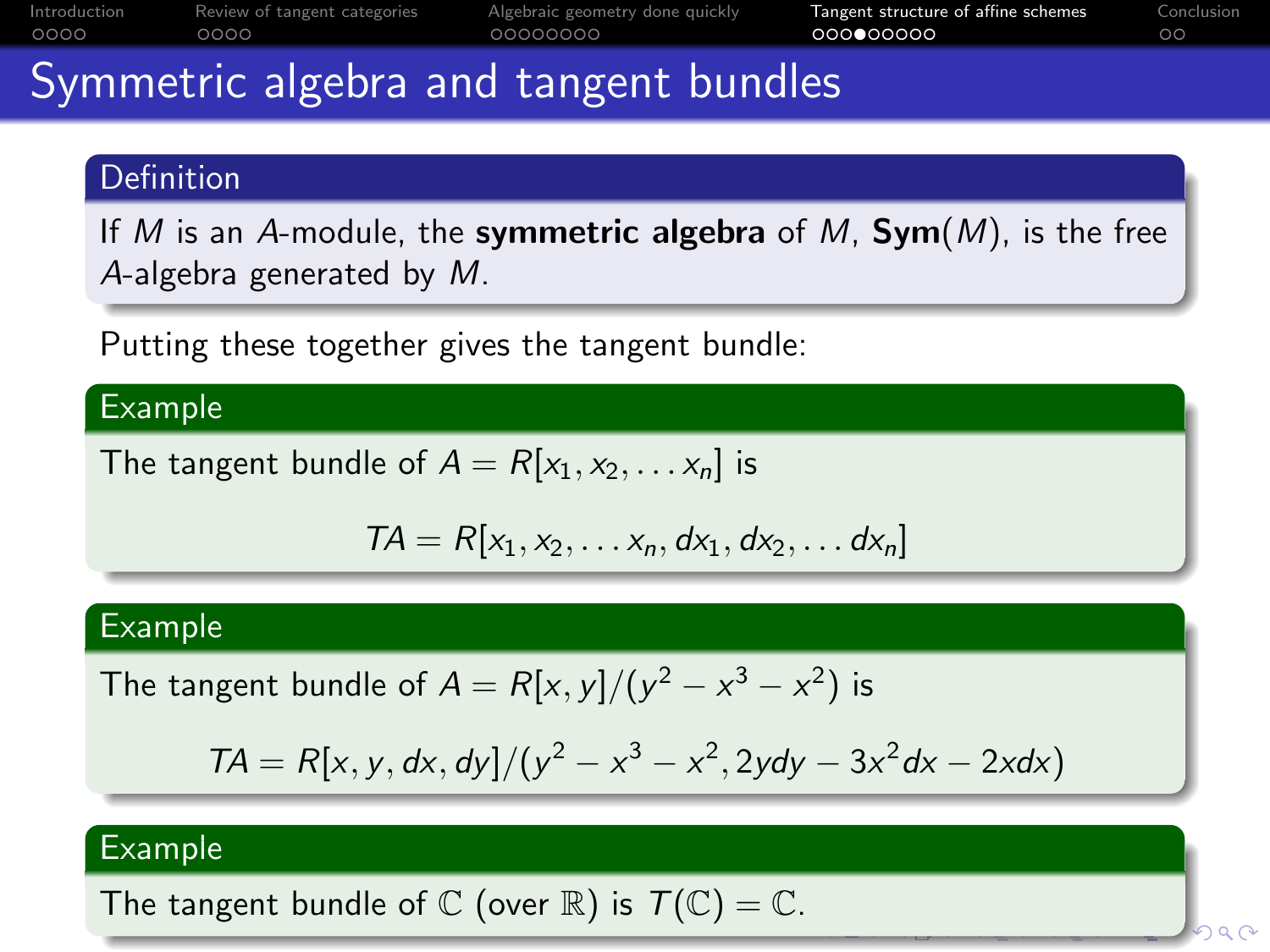# Symmetric algebra and tangent bundles

**Definition**

If $M$ is an $A$-module, the **symmetric algebra** of $M$, $\mathbf{Sym}(M)$, is the free $A$-algebra generated by $M$.

Putting these together gives the tangent bundle:

**Example**

The tangent bundle of $A = R[x_1, x_2, \ldots x_n]$ is

$$TA = R[x_1, x_2, \ldots x_n, dx_1, dx_2, \ldots dx_n]$$

**Example**

The tangent bundle of $A = R[x, y]/(y^2 - x^3 - x^2)$ is

$$TA = R[x, y, dx, dy]/(y^2 - x^3 - x^2, 2ydy - 3x^2dx - 2xdx)$$

**Example**

The tangent bundle of $\mathbb{C}$ (over $\mathbb{R}$) is $T(\mathbb{C}) = \mathbb{C}$.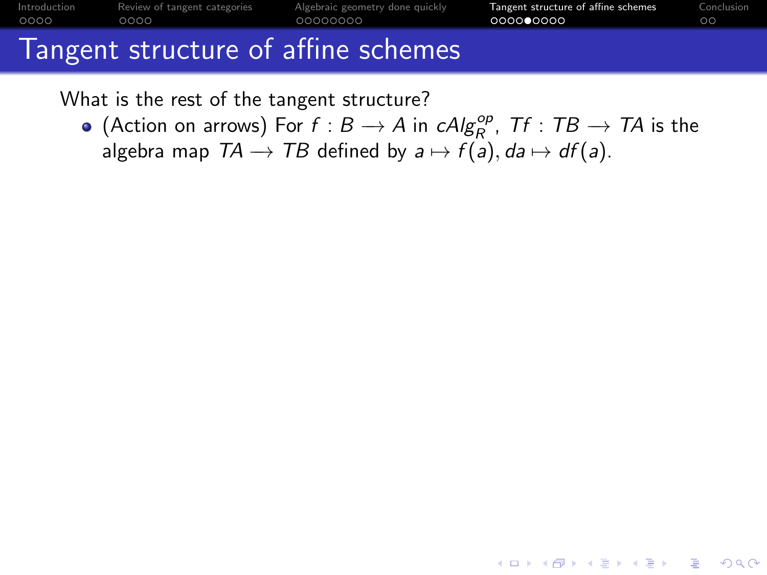# Tangent structure of affine schemes

What is the rest of the tangent structure?

- (Action on arrows) For $f : B \longrightarrow A$ in $cAlg_R^{op}$, $Tf : TB \longrightarrow TA$ is the algebra map $TA \longrightarrow TB$ defined by $a \mapsto f(a), da \mapsto df(a)$.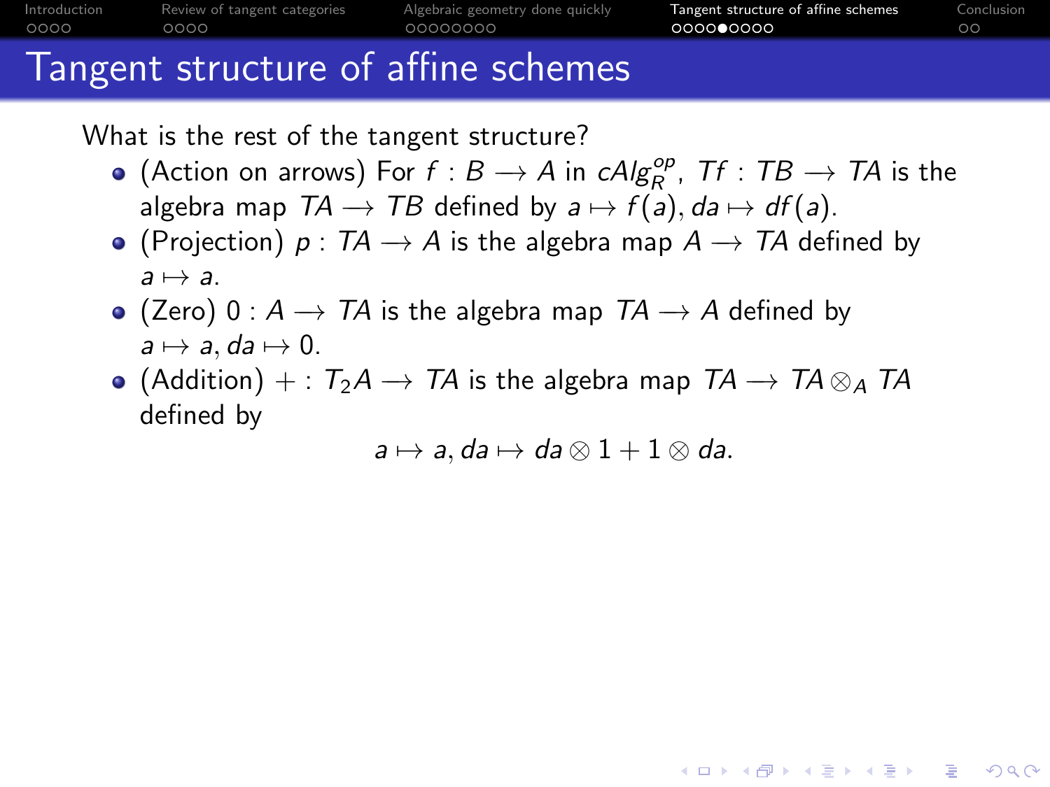# Tangent structure of affine schemes

What is the rest of the tangent structure?

- (Action on arrows) For $f : B \longrightarrow A$ in $cAlg_R^{op}$, $Tf : TB \longrightarrow TA$ is the algebra map $TA \longrightarrow TB$ defined by $a \mapsto f(a), da \mapsto df(a)$.
- (Projection) $p : TA \longrightarrow A$ is the algebra map $A \longrightarrow TA$ defined by $a \mapsto a$.
- (Zero) $0 : A \longrightarrow TA$ is the algebra map $TA \longrightarrow A$ defined by $a \mapsto a, da \mapsto 0$.
- (Addition) $+ : T_2A \longrightarrow TA$ is the algebra map $TA \longrightarrow TA \otimes_A TA$ defined by

$$a \mapsto a, da \mapsto da \otimes 1 + 1 \otimes da.$$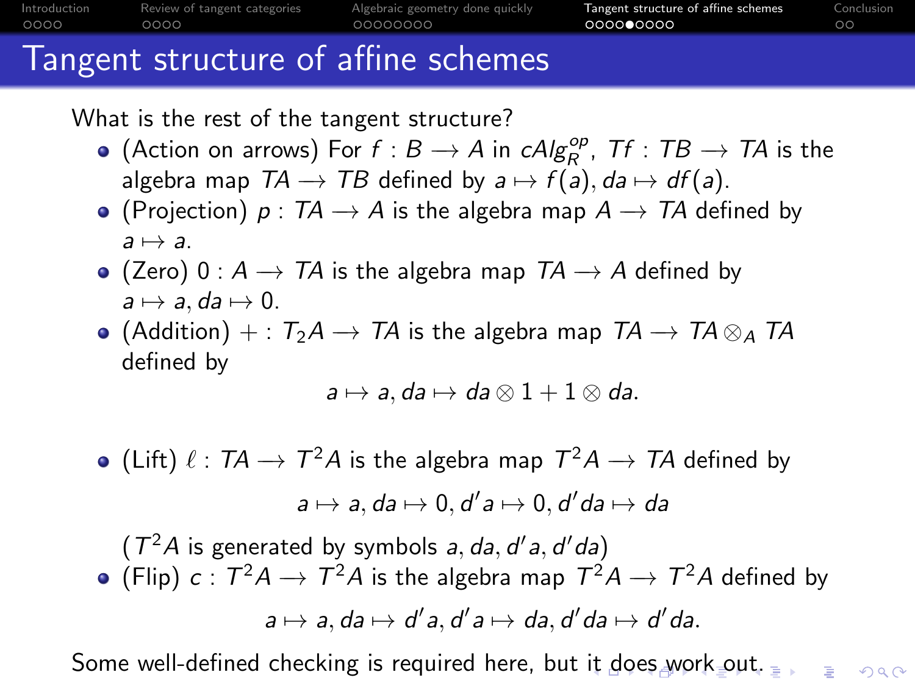# Tangent structure of affine schemes

What is the rest of the tangent structure?

- (Action on arrows) For $f : B \longrightarrow A$ in $cAlg_R^{op}$, $Tf : TB \longrightarrow TA$ is the algebra map $TA \longrightarrow TB$ defined by $a \mapsto f(a), da \mapsto df(a)$.
- (Projection) $p : TA \longrightarrow A$ is the algebra map $A \longrightarrow TA$ defined by $a \mapsto a$.
- (Zero) $0 : A \longrightarrow TA$ is the algebra map $TA \longrightarrow A$ defined by $a \mapsto a, da \mapsto 0$.
- (Addition) $+ : T_2A \longrightarrow TA$ is the algebra map $TA \longrightarrow TA \otimes_A TA$ defined by

$$a \mapsto a, da \mapsto da \otimes 1 + 1 \otimes da.$$

- (Lift) $\ell : TA \longrightarrow T^2A$ is the algebra map $T^2A \longrightarrow TA$ defined by

$$a \mapsto a, da \mapsto 0, d'a \mapsto 0, d'da \mapsto da$$

  ($T^2A$ is generated by symbols $a, da, d'a, d'da$)
- (Flip) $c : T^2A \longrightarrow T^2A$ is the algebra map $T^2A \longrightarrow T^2A$ defined by

$$a \mapsto a, da \mapsto d'a, d'a \mapsto da, d'da \mapsto d'da.$$

Some well-defined checking is required here, but it does work out.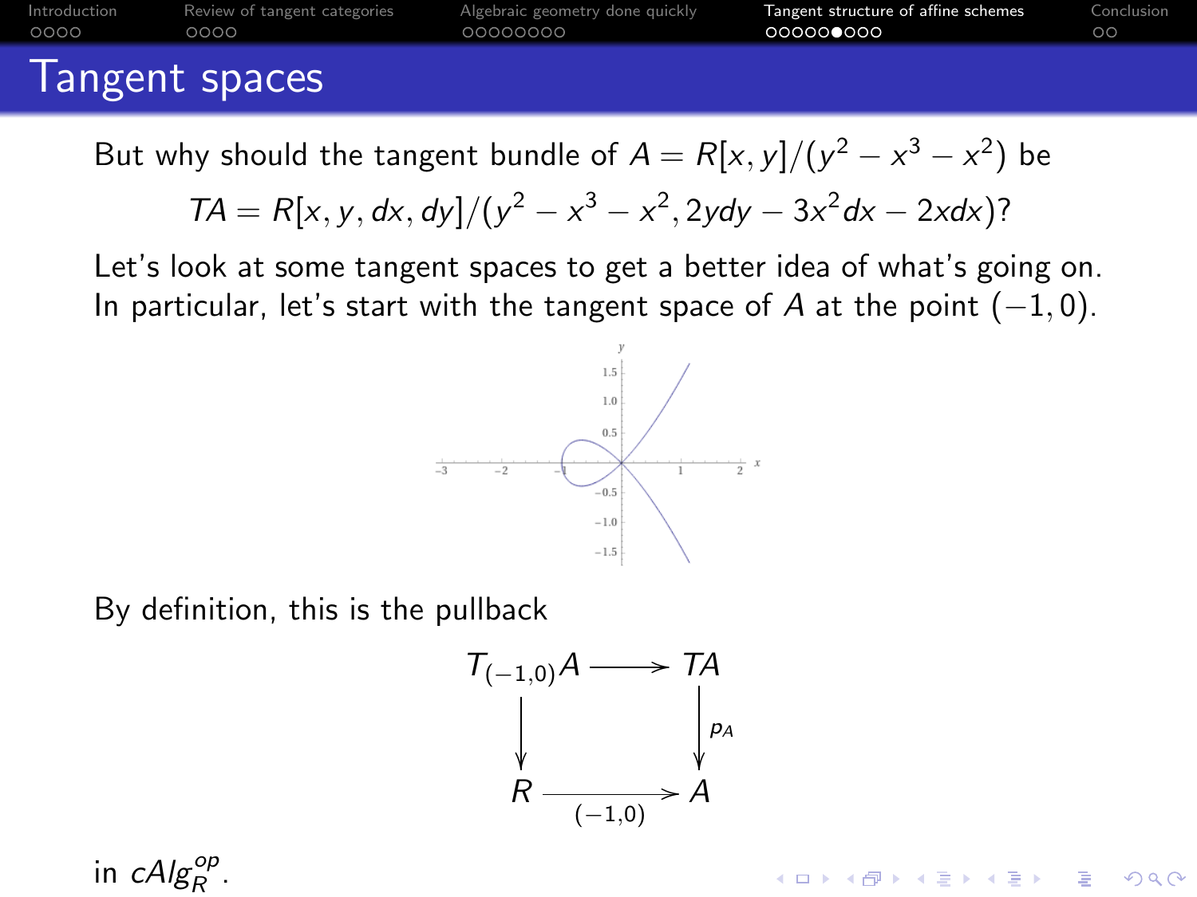# Tangent spaces

But why should the tangent bundle of $A = R[x,y]/(y^2 - x^3 - x^2)$ be

$$TA = R[x,y,dx,dy]/(y^2 - x^3 - x^2, 2ydy - 3x^2dx - 2xdx)?$$

Let's look at some tangent spaces to get a better idea of what's going on. In particular, let's start with the tangent space of $A$ at the point $(-1,0)$.

By definition, this is the pullback

$$\begin{array}{ccc} T_{(-1,0)}A & \longrightarrow & TA \\ \downarrow & & \downarrow p_A \\ R & \xrightarrow{(-1,0)} & A \end{array}$$

in $cAlg_R^{op}$.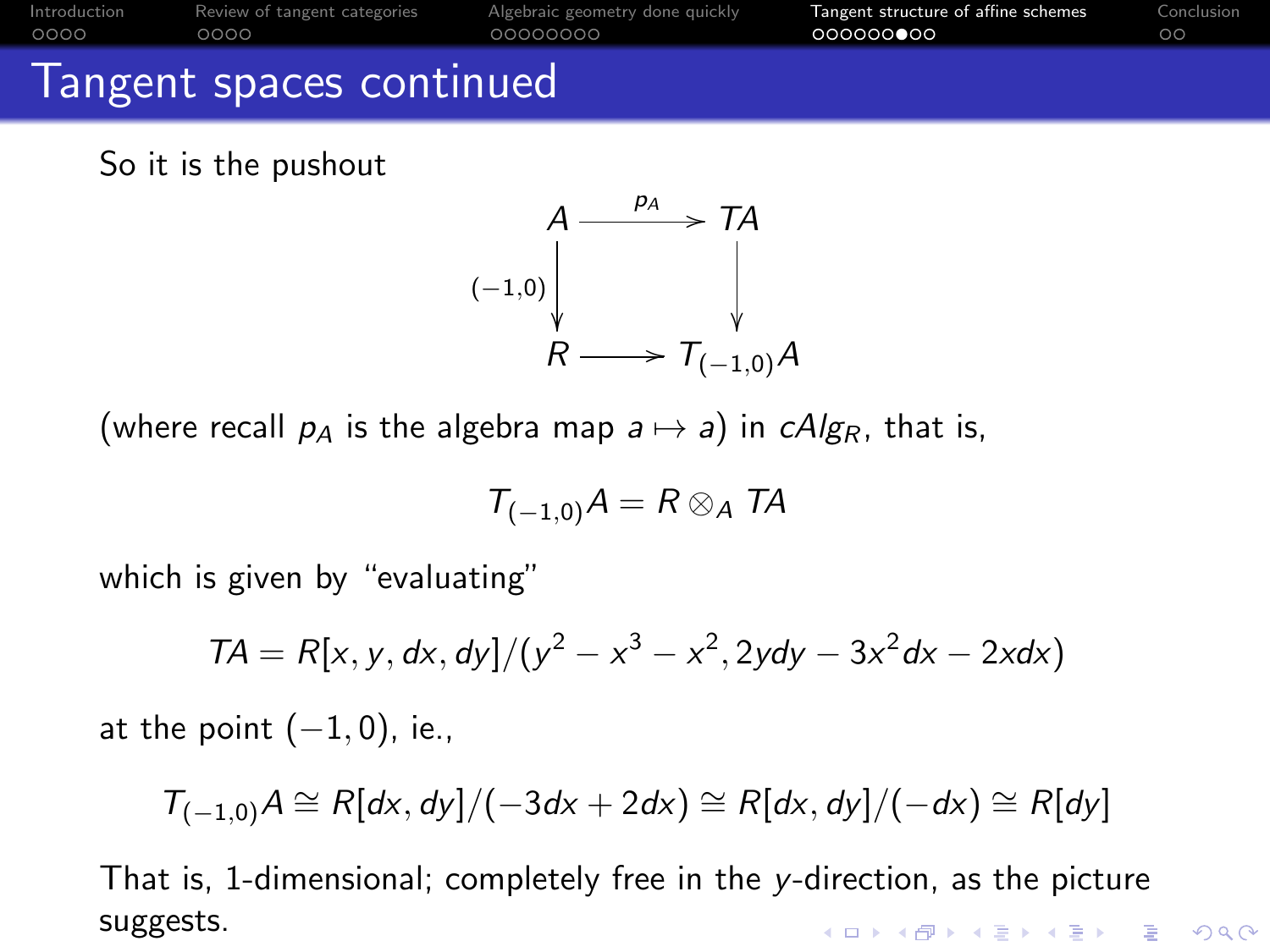# Tangent spaces continued

So it is the pushout

$$\begin{array}{ccc} A & \xrightarrow{p_A} & TA \\ {\scriptstyle (-1,0)}\downarrow & & \downarrow \\ R & \longrightarrow & T_{(-1,0)}A \end{array}$$

(where recall $p_A$ is the algebra map $a \mapsto a$) in $cAlg_R$, that is,

$$T_{(-1,0)}A = R \otimes_A TA$$

which is given by "evaluating"

$$TA = R[x, y, dx, dy]/(y^2 - x^3 - x^2, 2ydy - 3x^2dx - 2xdx)$$

at the point $(-1, 0)$, ie.,

$$T_{(-1,0)}A \cong R[dx, dy]/(-3dx + 2dx) \cong R[dx, dy]/(-dx) \cong R[dy]$$

That is, 1-dimensional; completely free in the $y$-direction, as the picture suggests.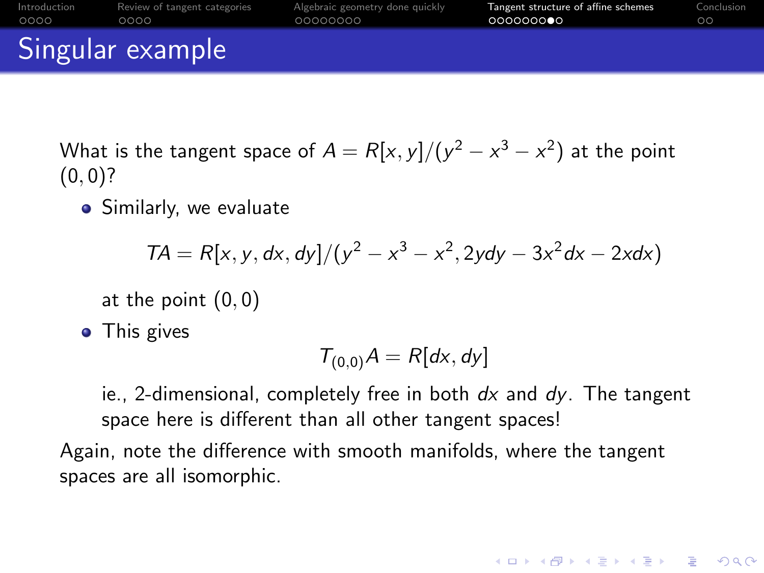# Singular example

What is the tangent space of $A = R[x, y]/(y^2 - x^3 - x^2)$ at the point $(0, 0)$?

- Similarly, we evaluate

$$TA = R[x, y, dx, dy]/(y^2 - x^3 - x^2, 2ydy - 3x^2dx - 2xdx)$$

  at the point $(0, 0)$

- This gives

$$T_{(0,0)}A = R[dx, dy]$$

  ie., 2-dimensional, completely free in both $dx$ and $dy$. The tangent space here is different than all other tangent spaces!

Again, note the difference with smooth manifolds, where the tangent spaces are all isomorphic.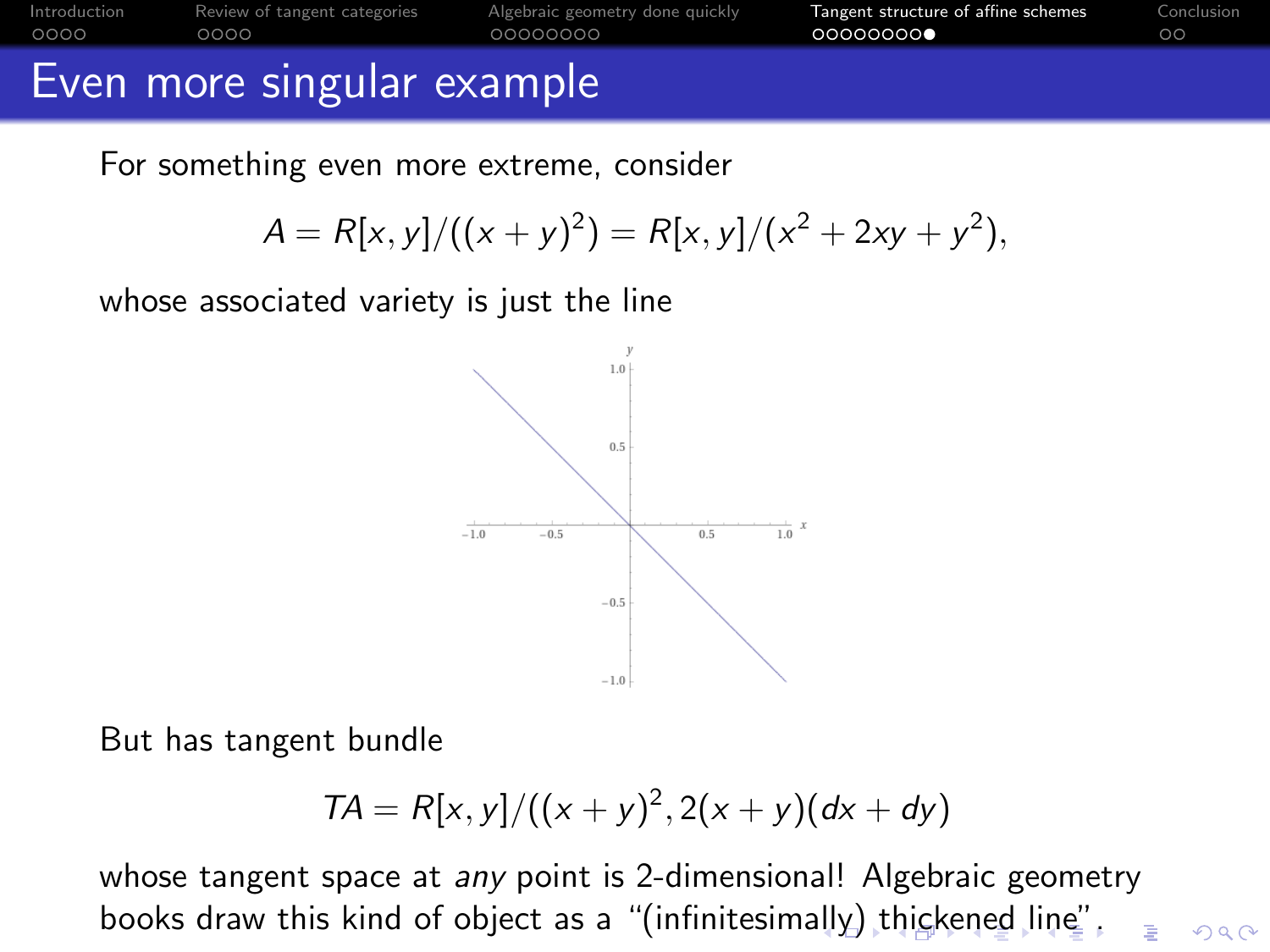# Even more singular example

For something even more extreme, consider

$$A = R[x,y]/((x+y)^2) = R[x,y]/(x^2+2xy+y^2),$$

whose associated variety is just the line

But has tangent bundle

$$TA = R[x,y]/((x+y)^2, 2(x+y)(dx+dy)$$

whose tangent space at *any* point is 2-dimensional! Algebraic geometry books draw this kind of object as a "(infinitesimally) thickened line".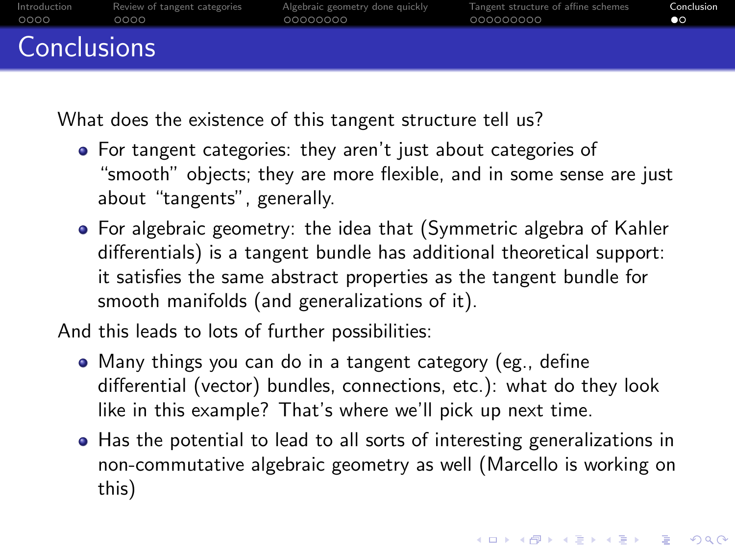# Conclusions

What does the existence of this tangent structure tell us?

- For tangent categories: they aren't just about categories of "smooth" objects; they are more flexible, and in some sense are just about "tangents", generally.
- For algebraic geometry: the idea that (Symmetric algebra of Kahler differentials) is a tangent bundle has additional theoretical support: it satisfies the same abstract properties as the tangent bundle for smooth manifolds (and generalizations of it).

And this leads to lots of further possibilities:

- Many things you can do in a tangent category (eg., define differential (vector) bundles, connections, etc.): what do they look like in this example? That's where we'll pick up next time.
- Has the potential to lead to all sorts of interesting generalizations in non-commutative algebraic geometry as well (Marcello is working on this)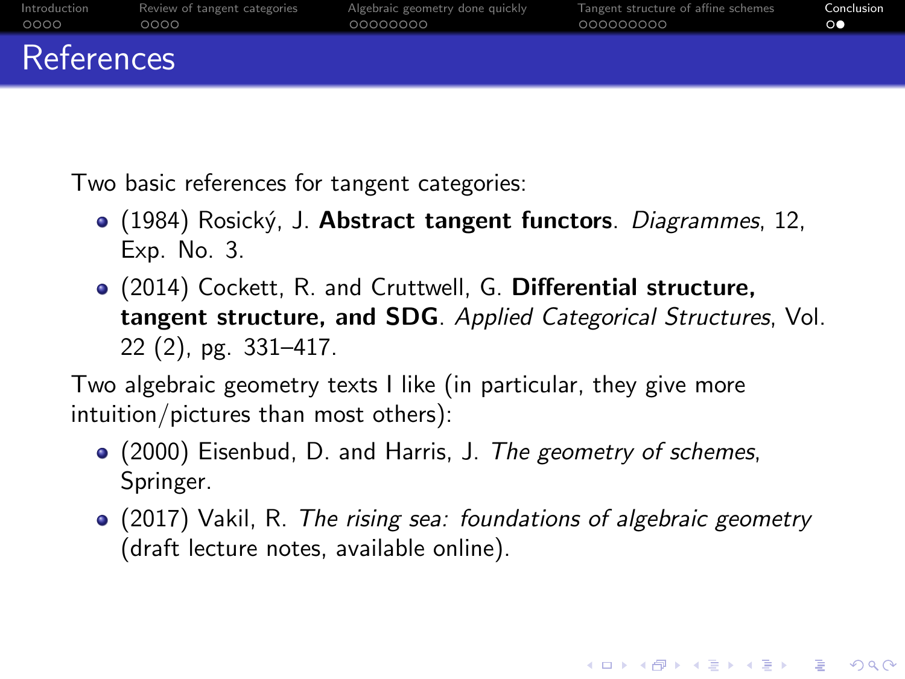# References

Two basic references for tangent categories:

- (1984) Rosický, J. **Abstract tangent functors**. *Diagrammes*, 12, Exp. No. 3.
- (2014) Cockett, R. and Cruttwell, G. **Differential structure, tangent structure, and SDG**. *Applied Categorical Structures*, Vol. 22 (2), pg. 331–417.

Two algebraic geometry texts I like (in particular, they give more intuition/pictures than most others):

- (2000) Eisenbud, D. and Harris, J. *The geometry of schemes*, Springer.
- (2017) Vakil, R. *The rising sea: foundations of algebraic geometry* (draft lecture notes, available online).